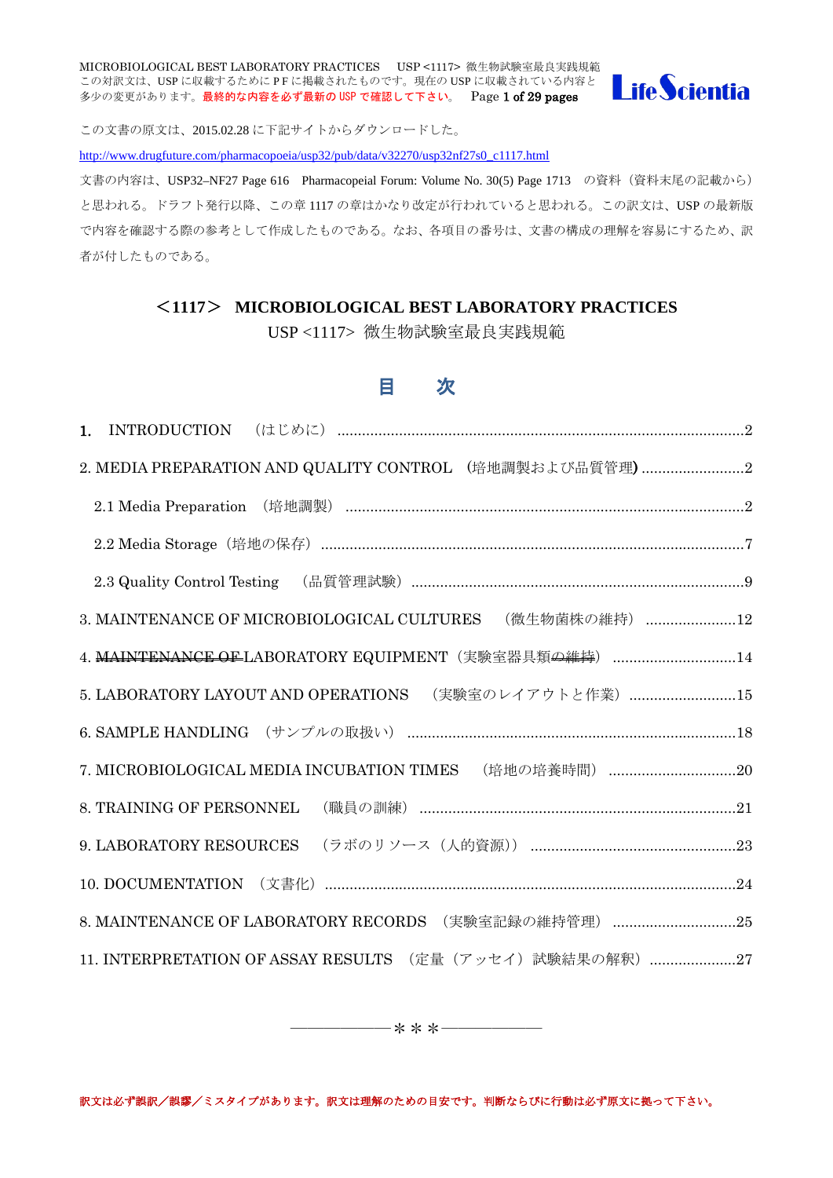この文書の原文は、2015.02.28 に下記サイトからダウンロードした。

http://www.drugfuture.com/pharmacopoeia/usp32/pub/data/v32270/usp32nf27s0_c1117.html

文書の内容は、USP32–NF27 Page 616　Pharmacopeial Forum: Volume No. 30(5) Page 1713　の資料（資料末尾の記載から）と思われる。ドラフト発行以降、この章 1117 の章はかなり改定が行われていると思われる。この訳文は、USP の最新版で内容を確認する際の参考として作成したものである。なお、各項目の番号は、文書の構成の理解を容易にするため、訳者が付したものである。

# ＜1117＞ MICROBIOLOGICAL BEST LABORATORY PRACTICES

USP <1117> 微生物試験室最良実践規範

## 目　次

1. INTRODUCTION　（はじめに）........................................2
2. MEDIA PREPARATION AND QUALITY CONTROL　（培地調製および品質管理）........................................2
   - 2.1 Media Preparation　（培地調製）........................................2
   - 2.2 Media Storage（培地の保存）........................................7
   - 2.3 Quality Control Testing　（品質管理試験）........................................9
3. MAINTENANCE OF MICROBIOLOGICAL CULTURES　（微生物菌株の維持）........................................12
4. ~~MAINTENANCE OF~~ LABORATORY EQUIPMENT（実験室器具類~~の維持~~）........................................14
5. LABORATORY LAYOUT AND OPERATIONS　（実験室のレイアウトと作業）........................................15
6. SAMPLE HANDLING　（サンプルの取扱い）........................................18
7. MICROBIOLOGICAL MEDIA INCUBATION TIMES　（培地の培養時間）........................................20
8. TRAINING OF PERSONNEL　（職員の訓練）........................................21
9. LABORATORY RESOURCES　（ラボのリソース（人的資源））........................................23
10. DOCUMENTATION　（文書化）........................................24
8. MAINTENANCE OF LABORATORY RECORDS　（実験室記録の維持管理）........................................25
11. INTERPRETATION OF ASSAY RESULTS　（定量（アッセイ）試験結果の解釈）........................................27

――――――――＊＊＊――――――――

訳文は必ず誤訳／誤謬／ミスタイプがあります。訳文は理解のための目安です。判断ならびに行動は必ず原文に拠って下さい。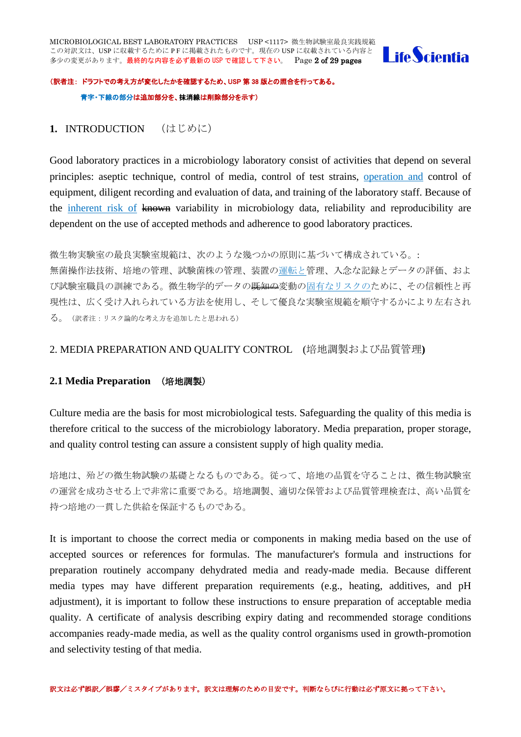（訳者注：ドラフトでの考え方が変化したかを確認するため、USP 第 38 版との照合を行ってある。

青字・下線の部分は追加部分を、抹消線は削除部分を示す）

## 1. INTRODUCTION （はじめに）

Good laboratory practices in a microbiology laboratory consist of activities that depend on several principles: aseptic technique, control of media, control of test strains, operation and control of equipment, diligent recording and evaluation of data, and training of the laboratory staff. Because of the inherent risk of ~~known~~ variability in microbiology data, reliability and reproducibility are dependent on the use of accepted methods and adherence to good laboratory practices.

微生物実験室の最良実験室規範は、次のような幾つかの原則に基づいて構成されている。:
無菌操作法技術、培地の管理、試験菌株の管理、装置の運転と管理、入念な記録とデータの評価、および試験室職員の訓練である。微生物学的データの~~既知の~~変動の固有なリスクのために、その信頼性と再現性は、広く受け入れられている方法を使用し、そして優良な実験室規範を順守するかにより左右される。（訳者注：リスク論的な考え方を追加したと思われる）

## 2. MEDIA PREPARATION AND QUALITY CONTROL (培地調製および品質管理)

### 2.1 Media Preparation （培地調製）

Culture media are the basis for most microbiological tests. Safeguarding the quality of this media is therefore critical to the success of the microbiology laboratory. Media preparation, proper storage, and quality control testing can assure a consistent supply of high quality media.

培地は、殆どの微生物試験の基礎となるものである。従って、培地の品質を守ることは、微生物試験室の運営を成功させる上で非常に重要である。培地調製、適切な保管および品質管理検査は、高い品質を持つ培地の一貫した供給を保証するものである。

It is important to choose the correct media or components in making media based on the use of accepted sources or references for formulas. The manufacturer's formula and instructions for preparation routinely accompany dehydrated media and ready-made media. Because different media types may have different preparation requirements (e.g., heating, additives, and pH adjustment), it is important to follow these instructions to ensure preparation of acceptable media quality. A certificate of analysis describing expiry dating and recommended storage conditions accompanies ready-made media, as well as the quality control organisms used in growth-promotion and selectivity testing of that media.

訳文は必ず誤訳／誤謬／ミスタイプがあります。訳文は理解のための目安です。判断ならびに行動は必ず原文に拠って下さい。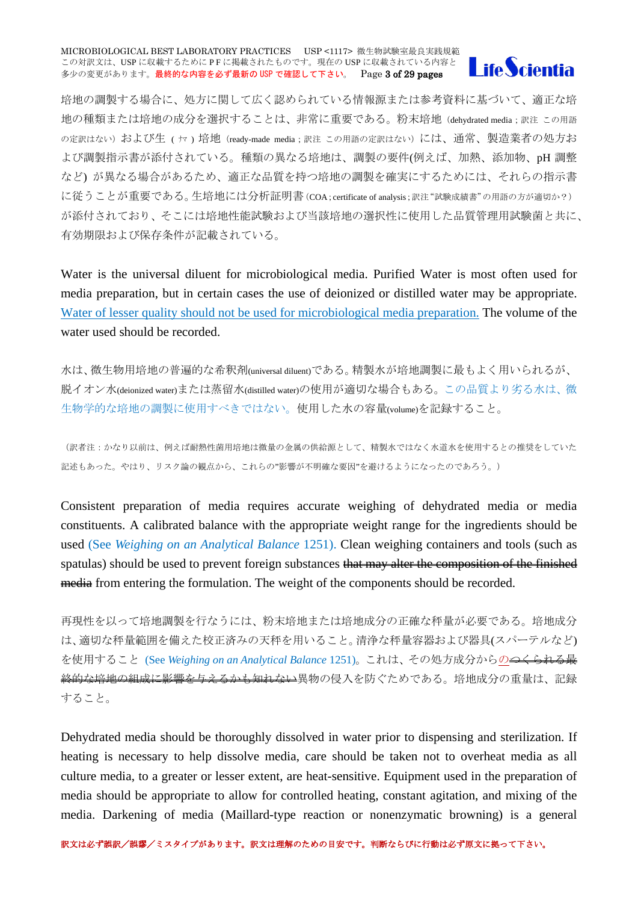培地の調製する場合に、処方に関して広く認められている情報源または参考資料に基づいて、適正な培地の種類または培地の成分を選択することは、非常に重要である。粉末培地（dehydrated media；訳注 この用語の定訳はない）および生（ナマ）培地（ready-made media；訳注 この用語の定訳はない）には、通常、製造業者の処方および調製指示書が添付されている。種類の異なる培地は、調製の要件(例えば、加熱、添加物、pH 調整など) が異なる場合があるため、適正な品質を持つ培地の調製を確実にするためには、それらの指示書に従うことが重要である。生培地には分析証明書（COA；certificate of analysis；訳注"試験成績書"の用語の方が適切か？）が添付されており、そこには培地性能試験および当該培地の選択性に使用した品質管理用試験菌と共に、有効期限および保存条件が記載されている。

Water is the universal diluent for microbiological media. Purified Water is most often used for media preparation, but in certain cases the use of deionized or distilled water may be appropriate. Water of lesser quality should not be used for microbiological media preparation. The volume of the water used should be recorded.

水は、微生物用培地の普遍的な希釈剤(universal diluent)である。精製水が培地調製に最もよく用いられるが、脱イオン水(deionized water)または蒸留水(distilled water)の使用が適切な場合もある。この品質より劣る水は、微生物学的な培地の調製に使用すべきではない。使用した水の容量(volume)を記録すること。

（訳者注：かなり以前は、例えば耐熱性菌用培地は微量の金属の供給源として、精製水ではなく水道水を使用するとの推奨をしていた記述もあった。やはり、リスク論の観点から、これらの"影響が不明確な要因"を避けるようになったのであろう。）

Consistent preparation of media requires accurate weighing of dehydrated media or media constituents. A calibrated balance with the appropriate weight range for the ingredients should be used (See *Weighing on an Analytical Balance* 1251). Clean weighing containers and tools (such as spatulas) should be used to prevent foreign substances ~~that may alter the composition of the finished media~~ from entering the formulation. The weight of the components should be recorded.

再現性を以って培地調製を行なうには、粉末培地または培地成分の正確な秤量が必要である。培地成分は、適切な秤量範囲を備えた校正済みの天秤を用いること。清浄な秤量容器および器具(スパーテルなど)を使用すること (See *Weighing on an Analytical Balance* 1251)。これは、その処方成分からの~~つくられる最終的な培地の組成に影響を与えるかも知れない~~異物の侵入を防ぐためである。培地成分の重量は、記録すること。

Dehydrated media should be thoroughly dissolved in water prior to dispensing and sterilization. If heating is necessary to help dissolve media, care should be taken not to overheat media as all culture media, to a greater or lesser extent, are heat-sensitive. Equipment used in the preparation of media should be appropriate to allow for controlled heating, constant agitation, and mixing of the media. Darkening of media (Maillard-type reaction or nonenzymatic browning) is a general

訳文は必ず誤訳／誤謬／ミスタイプがあります。訳文は理解のための目安です。判断ならびに行動は必ず原文に拠って下さい。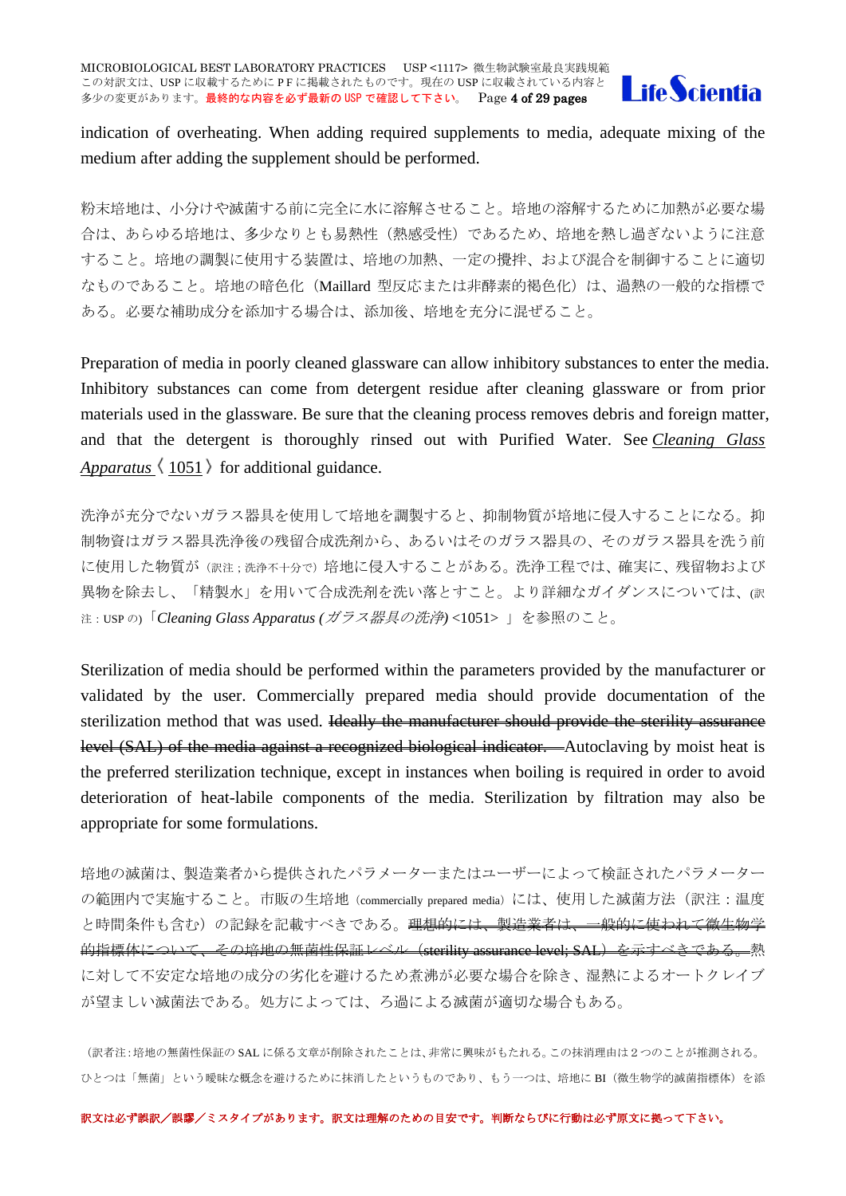indication of overheating. When adding required supplements to media, adequate mixing of the medium after adding the supplement should be performed.

粉末培地は、小分けや滅菌する前に完全に水に溶解させること。培地の溶解するために加熱が必要な場合は、あらゆる培地は、多少なりとも易熱性（熱感受性）であるため、培地を熱し過ぎないように注意すること。培地の調製に使用する装置は、培地の加熱、一定の攪拌、および混合を制御することに適切なものであること。培地の暗色化（Maillard 型反応または非酵素的褐色化）は、過熱の一般的な指標である。必要な補助成分を添加する場合は、添加後、培地を充分に混ぜること。

Preparation of media in poorly cleaned glassware can allow inhibitory substances to enter the media. Inhibitory substances can come from detergent residue after cleaning glassware or from prior materials used in the glassware. Be sure that the cleaning process removes debris and foreign matter, and that the detergent is thoroughly rinsed out with Purified Water. See *Cleaning Glass Apparatus* 〈1051〉 for additional guidance.

洗浄が充分でないガラス器具を使用して培地を調製すると、抑制物質が培地に侵入することになる。抑制物資はガラス器具洗浄後の残留合成洗剤から、あるいはそのガラス器具の、そのガラス器具を洗う前に使用した物質が（訳注；洗浄不十分で）培地に侵入することがある。洗浄工程では、確実に、残留物および異物を除去し、「精製水」を用いて合成洗剤を洗い落とすこと。より詳細なガイダンスについては、(訳注：USP の)「*Cleaning Glass Apparatus (ガラス器具の洗浄)* <1051> 」を参照のこと。

Sterilization of media should be performed within the parameters provided by the manufacturer or validated by the user. Commercially prepared media should provide documentation of the sterilization method that was used. ~~Ideally the manufacturer should provide the sterility assurance level (SAL) of the media against a recognized biological indicator.~~ Autoclaving by moist heat is the preferred sterilization technique, except in instances when boiling is required in order to avoid deterioration of heat-labile components of the media. Sterilization by filtration may also be appropriate for some formulations.

培地の滅菌は、製造業者から提供されたパラメーターまたはユーザーによって検証されたパラメーターの範囲内で実施すること。市販の生培地（commercially prepared media）には、使用した滅菌方法（訳注：温度と時間条件も含む）の記録を記載すべきである。~~理想的には、製造業者は、一般的に使われて微生物学的指標体について、その培地の無菌性保証レベル（sterility assurance level; SAL）を示すべきである。~~熱に対して不安定な培地の成分の劣化を避けるため煮沸が必要な場合を除き、湿熱によるオートクレイブが望ましい滅菌法である。処方によっては、ろ過による滅菌が適切な場合もある。

（訳者注：培地の無菌性保証の SAL に係る文章が削除されたことは、非常に興味がもたれる。この抹消理由は２つのことが推測される。ひとつは「無菌」という曖昧な概念を避けるために抹消したというものであり、もう一つは、培地に BI（微生物学的滅菌指標体）を添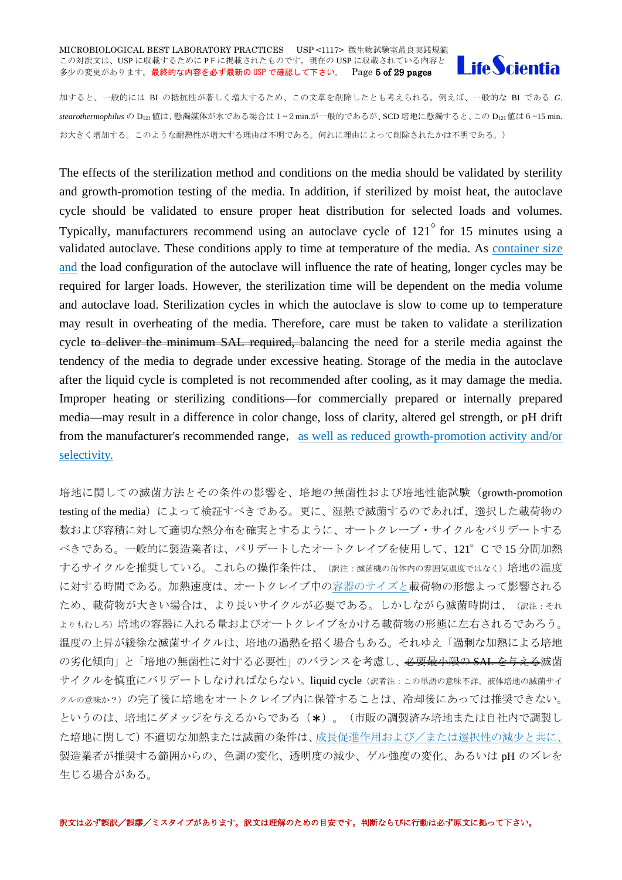加すると、一般的には BI の抵抗性が著しく増大するため、この文章を削除したとも考えられる。例えば、一般的な BI である *G. stearothermophilus* の $D_{121}$ 値は、懸濁媒体が水である場合は 1～2 min.が一般的であるが、SCD 培地に懸濁すると、この $D_{121}$ 値は 6～15 min. お大きく増加する。このような耐熱性が増大する理由は不明である。何れに理由によって削除されたかは不明である。）

The effects of the sterilization method and conditions on the media should be validated by sterility and growth-promotion testing of the media. In addition, if sterilized by moist heat, the autoclave cycle should be validated to ensure proper heat distribution for selected loads and volumes. Typically, manufacturers recommend using an autoclave cycle of 121° for 15 minutes using a validated autoclave. These conditions apply to time at temperature of the media. As container size and the load configuration of the autoclave will influence the rate of heating, longer cycles may be required for larger loads. However, the sterilization time will be dependent on the media volume and autoclave load. Sterilization cycles in which the autoclave is slow to come up to temperature may result in overheating of the media. Therefore, care must be taken to validate a sterilization cycle ~~to deliver the minimum SAL required,~~ balancing the need for a sterile media against the tendency of the media to degrade under excessive heating. Storage of the media in the autoclave after the liquid cycle is completed is not recommended after cooling, as it may damage the media. Improper heating or sterilizing conditions—for commercially prepared or internally prepared media—may result in a difference in color change, loss of clarity, altered gel strength, or pH drift from the manufacturer's recommended range, as well as reduced growth-promotion activity and/or selectivity.

培地に関しての滅菌方法とその条件の影響を、培地の無菌性および培地性能試験（growth-promotion testing of the media）によって検証すべきである。更に、湿熱で滅菌するのであれば、選択した載荷物の数および容積に対して適切な熱分布を確実とするように、オートクレーブ・サイクルをバリデートするべきである。一般的に製造業者は、バリデートしたオートクレイブを使用して、121° C で 15 分間加熱するサイクルを推奨している。これらの操作条件は、（訳注：滅菌機の缶体内の雰囲気温度ではなく）培地の温度に対する時間である。加熱速度は、オートクレイブ中の容器のサイズと載荷物の形態よって影響されるため、載荷物が大きい場合は、より長いサイクルが必要である。しかしながら滅菌時間は、（訳注：それよりもむしろ）培地の容器に入れる量およびオートクレイブをかける載荷物の形態に左右されるであろう。温度の上昇が緩徐な滅菌サイクルは、培地の過熱を招く場合もある。それゆえ「過剰な加熱による培地の劣化傾向」と「培地の無菌性に対する必要性」のバランスを考慮し、~~必要最小限の SAL を与える~~滅菌サイクルを慎重にバリデートしなければならない。liquid cycle（訳者注：この単語の意味不詳。液体培地の滅菌サイクルの意味か？）の完了後に培地をオートクレイブ内に保管することは、冷却後にあっては推奨できない。というのは、培地にダメッジを与えるからである（＊）。（市販の調製済み培地または自社内で調製した培地に関して）不適切な加熱または滅菌の条件は、成長促進作用および／または選択性の減少と共に、製造業者が推奨する範囲からの、色調の変化、透明度の減少、ゲル強度の変化、あるいは pH のズレを生じる場合がある。

訳文は必ず誤訳／誤謬／ミスタイプがあります。訳文は理解のための目安です。判断ならびに行動は必ず原文に拠って下さい。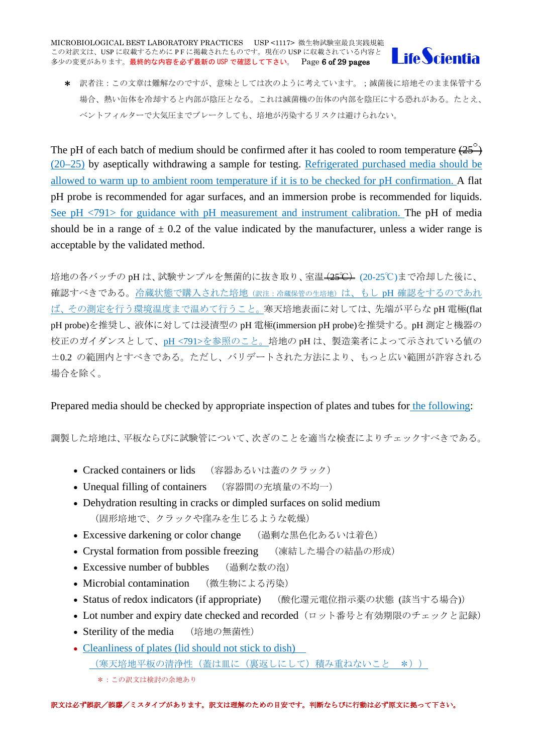＊　訳者注：この文章は難解なのですが、意味としては次のように考えています。；滅菌後に培地そのまま保管する場合、熱い缶体を冷却すると内部が陰圧となる。これは滅菌機の缶体の内部を陰圧にする恐れがある。たとえ、ベントフィルターで大気圧までブレークしても、培地が汚染するリスクは避けられない。

The pH of each batch of medium should be confirmed after it has cooled to room temperature ~~(25°)~~ (20–25) by aseptically withdrawing a sample for testing. Refrigerated purchased media should be allowed to warm up to ambient room temperature if it is to be checked for pH confirmation. A flat pH probe is recommended for agar surfaces, and an immersion probe is recommended for liquids. See pH <791> for guidance with pH measurement and instrument calibration. The pH of media should be in a range of ± 0.2 of the value indicated by the manufacturer, unless a wider range is acceptable by the validated method.

培地の各バッチの pH は、試験サンプルを無菌的に抜き取り、室温 ~~(25℃)~~ (20-25℃)まで冷却した後に、確認すべきである。冷蔵状態で購入された培地（訳注：冷蔵保管の生培地）は、もし pH 確認をするのであれば、その測定を行う環境温度まで温めて行うこと。寒天培地表面に対しては、先端が平らな pH 電極(flat pH probe)を推奨し、液体に対しては浸漬型の pH 電極(immersion pH probe)を推奨する。pH 測定と機器の校正のガイダンスとして、pH <791>を参照のこと。培地の pH は、製造業者によって示されている値の±0.2 の範囲内とすべきである。ただし、バリデートされた方法により、もっと広い範囲が許容される場合を除く。

Prepared media should be checked by appropriate inspection of plates and tubes for the following:

調製した培地は、平板ならびに試験管について、次ぎのことを適当な検査によりチェックすべきである。

- Cracked containers or lids　（容器あるいは蓋のクラック）
- Unequal filling of containers　（容器間の充填量の不均一）
- Dehydration resulting in cracks or dimpled surfaces on solid medium
  （固形培地で、クラックや窪みを生じるような乾燥）
- Excessive darkening or color change　（過剰な黒色化あるいは着色）
- Crystal formation from possible freezing　（凍結した場合の結晶の形成）
- Excessive number of bubbles　（過剰な数の泡）
- Microbial contamination　（微生物による汚染）
- Status of redox indicators (if appropriate)　（酸化還元電位指示薬の状態 (該当する場合)）
- Lot number and expiry date checked and recorded（ロット番号と有効期限のチェックと記録）
- Sterility of the media　（培地の無菌性）
- Cleanliness of plates (lid should not stick to dish)
  （寒天培地平板の清浄性（蓋は皿に（裏返しにして）積み重ねないこと　＊））
  ＊：この訳文は検討の余地あり

訳文は必ず誤訳／誤謬／ミスタイプがあります。訳文は理解のための目安です。判断ならびに行動は必ず原文に拠って下さい。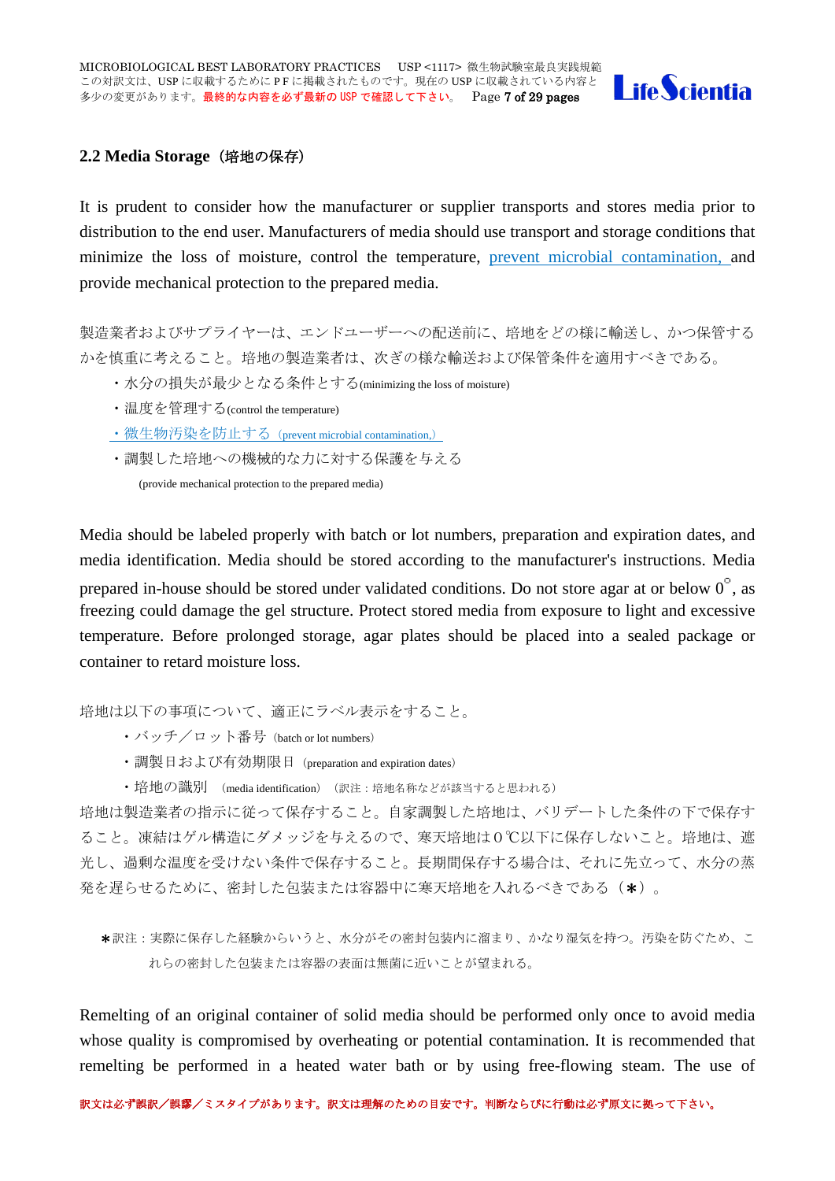## 2.2 Media Storage（培地の保存）

It is prudent to consider how the manufacturer or supplier transports and stores media prior to distribution to the end user. Manufacturers of media should use transport and storage conditions that minimize the loss of moisture, control the temperature, prevent microbial contamination, and provide mechanical protection to the prepared media.

製造業者およびサプライヤーは、エンドユーザーへの配送前に、培地をどの様に輸送し、かつ保管するかを慎重に考えること。培地の製造業者は、次ぎの様な輸送および保管条件を適用すべきである。

- 水分の損失が最少となる条件とする(minimizing the loss of moisture)
- 温度を管理する(control the temperature)
- 微生物汚染を防止する（prevent microbial contamination,）
- 調製した培地への機械的な力に対する保護を与える (provide mechanical protection to the prepared media)

Media should be labeled properly with batch or lot numbers, preparation and expiration dates, and media identification. Media should be stored according to the manufacturer's instructions. Media prepared in-house should be stored under validated conditions. Do not store agar at or below 0°, as freezing could damage the gel structure. Protect stored media from exposure to light and excessive temperature. Before prolonged storage, agar plates should be placed into a sealed package or container to retard moisture loss.

培地は以下の事項について、適正にラベル表示をすること。

- バッチ／ロット番号（batch or lot numbers）
- 調製日および有効期限日（preparation and expiration dates）
- 培地の識別 （media identification）（訳注：培地名称などが該当すると思われる）

培地は製造業者の指示に従って保存すること。自家調製した培地は、バリデートした条件の下で保存すること。凍結はゲル構造にダメッジを与えるので、寒天培地は０℃以下に保存しないこと。培地は、遮光し、過剰な温度を受けない条件で保存すること。長期間保存する場合は、それに先立って、水分の蒸発を遅らせるために、密封した包装または容器中に寒天培地を入れるべきである（＊）。

＊訳注：実際に保存した経験からいうと、水分がその密封包装内に溜まり、かなり湿気を持つ。汚染を防ぐため、これらの密封した包装または容器の表面は無菌に近いことが望まれる。

Remelting of an original container of solid media should be performed only once to avoid media whose quality is compromised by overheating or potential contamination. It is recommended that remelting be performed in a heated water bath or by using free-flowing steam. The use of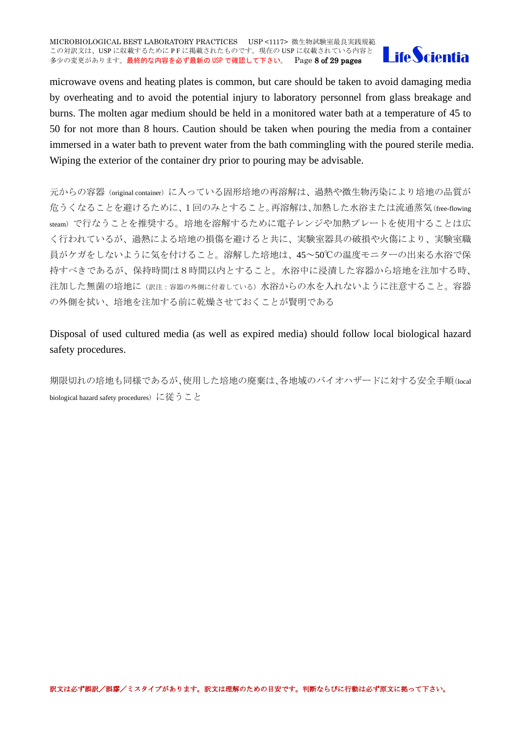microwave ovens and heating plates is common, but care should be taken to avoid damaging media by overheating and to avoid the potential injury to laboratory personnel from glass breakage and burns. The molten agar medium should be held in a monitored water bath at a temperature of 45 to 50 for not more than 8 hours. Caution should be taken when pouring the media from a container immersed in a water bath to prevent water from the bath commingling with the poured sterile media. Wiping the exterior of the container dry prior to pouring may be advisable.

元からの容器（original container）に入っている固形培地の再溶解は、過熱や微生物汚染により培地の品質が危うくなることを避けるために、1回のみとすること。再溶解は、加熱した水浴または流通蒸気（free-flowing steam）で行なうことを推奨する。培地を溶解するために電子レンジや加熱プレートを使用することは広く行われているが、過熱による培地の損傷を避けると共に、実験室器具の破損や火傷により、実験室職員がケガをしないように気を付けること。溶解した培地は、45～50℃の温度モニターの出来る水浴で保持すべきであるが、保持時間は８時間以内とすること。水浴中に浸漬した容器から培地を注加する時、注加した無菌の培地に（訳注：容器の外側に付着している）水浴からの水を入れないように注意すること。容器の外側を拭い、培地を注加する前に乾燥させておくことが賢明である

Disposal of used cultured media (as well as expired media) should follow local biological hazard safety procedures.

期限切れの培地も同様であるが、使用した培地の廃棄は、各地域のバイオハザードに対する安全手順（local biological hazard safety procedures）に従うこと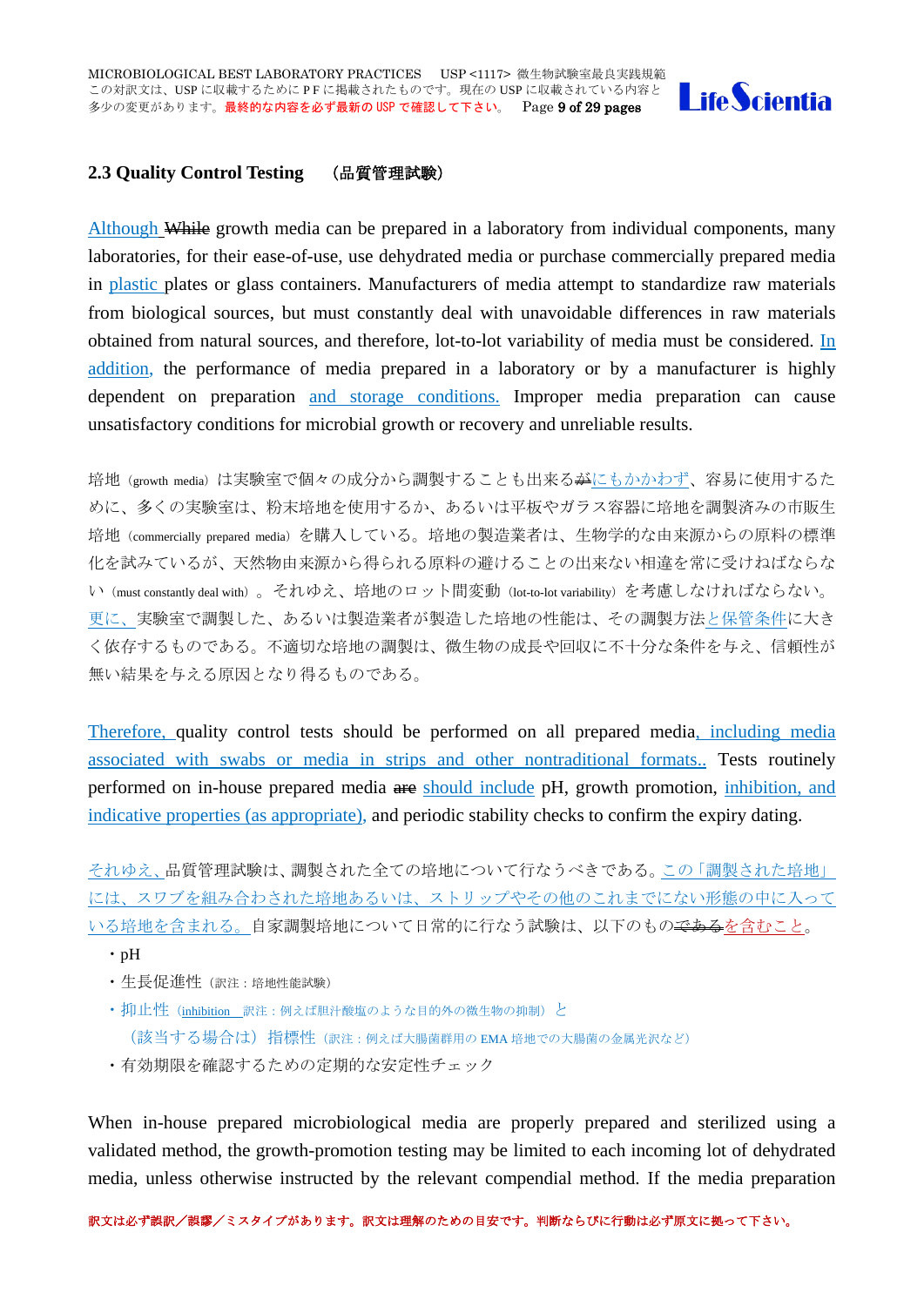## 2.3 Quality Control Testing　（品質管理試験）

Although ~~While~~ growth media can be prepared in a laboratory from individual components, many laboratories, for their ease-of-use, use dehydrated media or purchase commercially prepared media in plastic plates or glass containers. Manufacturers of media attempt to standardize raw materials from biological sources, but must constantly deal with unavoidable differences in raw materials obtained from natural sources, and therefore, lot-to-lot variability of media must be considered. In addition, the performance of media prepared in a laboratory or by a manufacturer is highly dependent on preparation and storage conditions. Improper media preparation can cause unsatisfactory conditions for microbial growth or recovery and unreliable results.

培地（growth media）は実験室で個々の成分から調製することも出来る~~が~~にもかかわず、容易に使用するために、多くの実験室は、粉末培地を使用するか、あるいは平板やガラス容器に培地を調製済みの市販生培地（commercially prepared media）を購入している。培地の製造業者は、生物学的な由来源からの原料の標準化を試みているが、天然物由来源から得られる原料の避けることの出来ない相違を常に受けねばならない（must constantly deal with）。それゆえ、培地のロット間変動（lot-to-lot variability）を考慮しなければならない。更に、実験室で調製した、あるいは製造業者が製造した培地の性能は、その調製方法と保管条件に大きく依存するものである。不適切な培地の調製は、微生物の成長や回収に不十分な条件を与え、信頼性が無い結果を与える原因となり得るものである。

Therefore, quality control tests should be performed on all prepared media, including media associated with swabs or media in strips and other nontraditional formats.. Tests routinely performed on in-house prepared media ~~are~~ should include pH, growth promotion, inhibition, and indicative properties (as appropriate), and periodic stability checks to confirm the expiry dating.

それゆえ、品質管理試験は、調製された全ての培地について行なうべきである。この「調製された培地」には、スワブを組み合わされた培地あるいは、ストリップやその他のこれまでにない形態の中に入っている培地を含まれる。自家調製培地について日常的に行なう試験は、以下のもの~~である~~を含むこと。

- pH
- 生長促進性（訳注：培地性能試験）
- 抑止性（inhibition 訳注：例えば胆汁酸塩のような目的外の微生物の抑制）と（該当する場合は）指標性（訳注：例えば大腸菌群用の EMA 培地での大腸菌の金属光沢など）
- 有効期限を確認するための定期的な安定性チェック

When in-house prepared microbiological media are properly prepared and sterilized using a validated method, the growth-promotion testing may be limited to each incoming lot of dehydrated media, unless otherwise instructed by the relevant compendial method. If the media preparation

訳文は必ず誤訳／誤謬／ミスタイプがあります。訳文は理解のための目安です。判断ならびに行動は必ず原文に拠って下さい。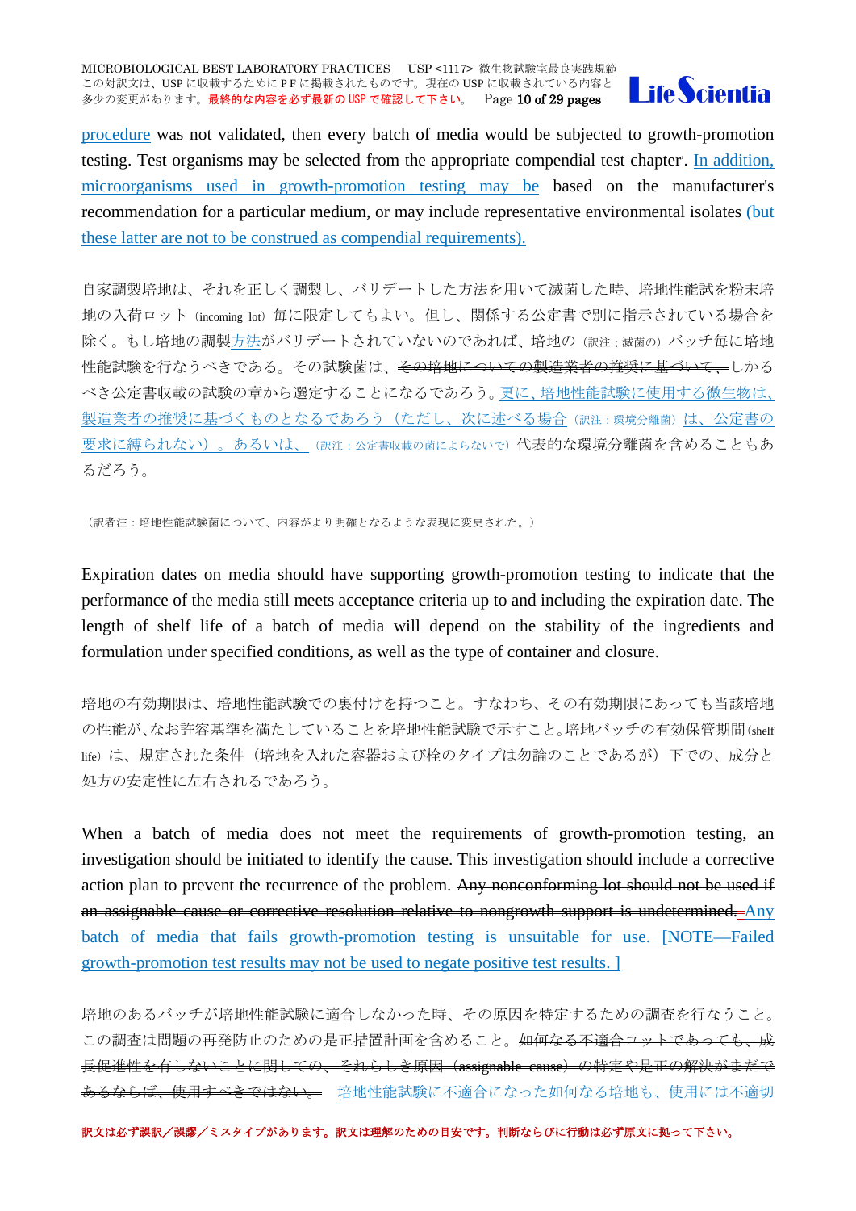procedure was not validated, then every batch of media would be subjected to growth-promotion testing. Test organisms may be selected from the appropriate compendial test chapter. In addition, microorganisms used in growth-promotion testing may be based on the manufacturer's recommendation for a particular medium, or may include representative environmental isolates (but these latter are not to be construed as compendial requirements).

自家調製培地は、それを正しく調製し、バリデートした方法を用いて滅菌した時、培地性能試を粉末培地の入荷ロット（incoming lot）毎に限定してもよい。但し、関係する公定書で別に指示されている場合を除く。もし培地の調製方法がバリデートされていないのであれば、培地の（訳注；滅菌の）バッチ毎に培地性能試験を行なうべきである。その試験菌は、~~その培地についての製造業者の推奨に基づいて、~~しかるべき公定書収載の試験の章から選定することになるであろう。更に、培地性能試験に使用する微生物は、製造業者の推奨に基づくものとなるであろう（ただし、次に述べる場合（訳注：環境分離菌）は、公定書の要求に縛られない）。あるいは、（訳注：公定書収載の菌によらないで）代表的な環境分離菌を含めることもあるだろう。

（訳者注：培地性能試験菌について、内容がより明確となるような表現に変更された。）

Expiration dates on media should have supporting growth-promotion testing to indicate that the performance of the media still meets acceptance criteria up to and including the expiration date. The length of shelf life of a batch of media will depend on the stability of the ingredients and formulation under specified conditions, as well as the type of container and closure.

培地の有効期限は、培地性能試験での裏付けを持つこと。すなわち、その有効期限にあっても当該培地の性能が、なお許容基準を満たしていることを培地性能試験で示すこと。培地バッチの有効保管期間（shelf life）は、規定された条件（培地を入れた容器および栓のタイプは勿論のことであるが）下での、成分と処方の安定性に左右されるであろう。

When a batch of media does not meet the requirements of growth-promotion testing, an investigation should be initiated to identify the cause. This investigation should include a corrective action plan to prevent the recurrence of the problem. ~~Any nonconforming lot should not be used if an assignable cause or corrective resolution relative to nongrowth support is undetermined.~~ Any batch of media that fails growth-promotion testing is unsuitable for use. [NOTE—Failed growth-promotion test results may not be used to negate positive test results. ]

培地のあるバッチが培地性能試験に適合しなかった時、その原因を特定するための調査を行なうこと。この調査は問題の再発防止のための是正措置計画を含めること。~~如何なる不適合ロットであっても、成長促進性を有しないことに関しての、それらしき原因（assignable cause）の特定や是正の解決がまだであるならば、使用すべきではない。~~ 培地性能試験に不適合になった如何なる培地も、使用には不適切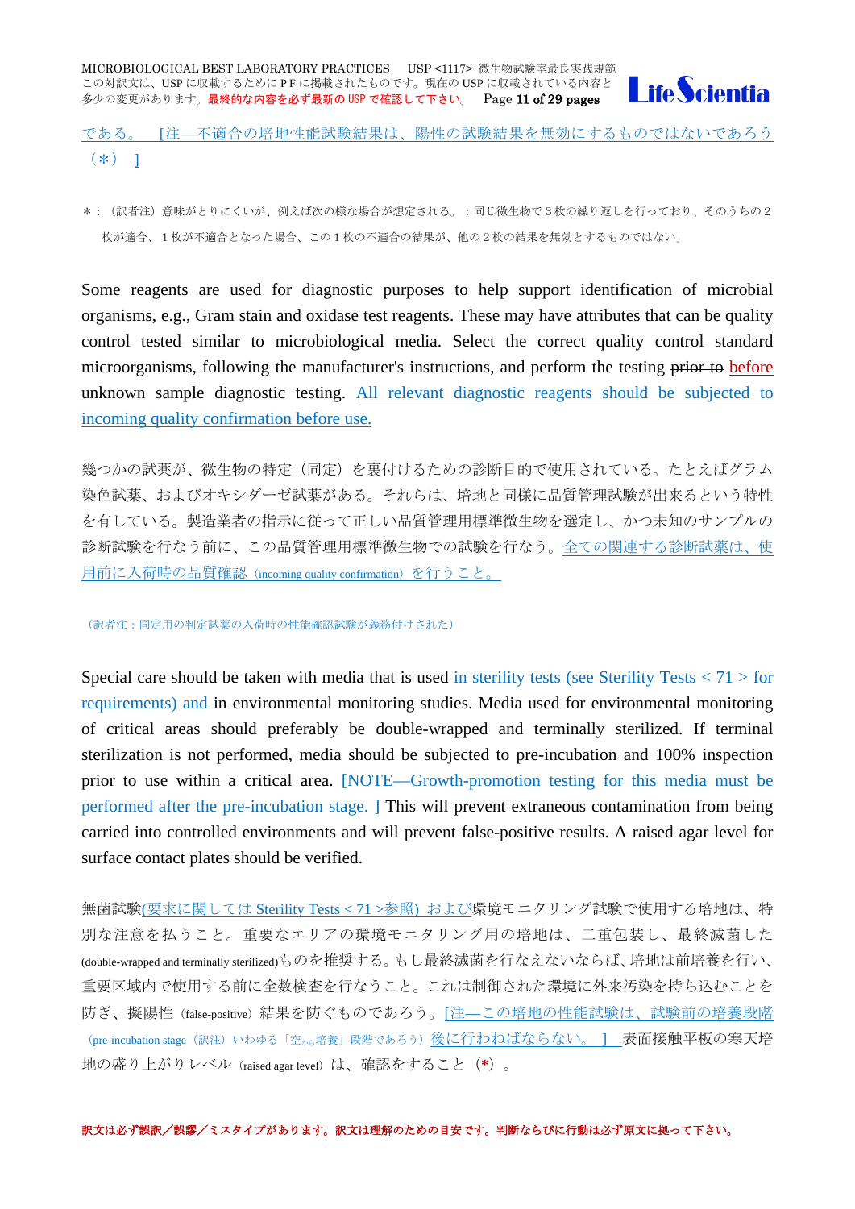である。 [注―不適合の培地性能試験結果は、陽性の試験結果を無効にするものではないであろう（＊） ]

＊：（訳者注）意味がとりにくいが、例えば次の様な場合が想定される。：同じ微生物で３枚の繰り返しを行っており、そのうちの２枚が適合、１枚が不適合となった場合、この１枚の不適合の結果が、他の２枚の結果を無効とするものではない」

Some reagents are used for diagnostic purposes to help support identification of microbial organisms, e.g., Gram stain and oxidase test reagents. These may have attributes that can be quality control tested similar to microbiological media. Select the correct quality control standard microorganisms, following the manufacturer's instructions, and perform the testing ~~prior to~~ before unknown sample diagnostic testing. All relevant diagnostic reagents should be subjected to incoming quality confirmation before use.

幾つかの試薬が、微生物の特定（同定）を裏付けるための診断目的で使用されている。たとえばグラム染色試薬、およびオキシダーゼ試薬がある。それらは、培地と同様に品質管理試験が出来るという特性を有している。製造業者の指示に従って正しい品質管理用標準微生物を選定し、かつ未知のサンプルの診断試験を行なう前に、この品質管理用標準微生物での試験を行なう。全ての関連する診断試薬は、使用前に入荷時の品質確認（incoming quality confirmation）を行うこと。

（訳者注：同定用の判定試薬の入荷時の性能確認試験が義務付けされた）

Special care should be taken with media that is used in sterility tests (see Sterility Tests < 71 > for requirements) and in environmental monitoring studies. Media used for environmental monitoring of critical areas should preferably be double-wrapped and terminally sterilized. If terminal sterilization is not performed, media should be subjected to pre-incubation and 100% inspection prior to use within a critical area. [NOTE—Growth-promotion testing for this media must be performed after the pre-incubation stage. ] This will prevent extraneous contamination from being carried into controlled environments and will prevent false-positive results. A raised agar level for surface contact plates should be verified.

無菌試験(要求に関しては Sterility Tests < 71 >参照) および環境モニタリング試験で使用する培地は、特別な注意を払うこと。重要なエリアの環境モニタリング用の培地は、二重包装し、最終滅菌した(double-wrapped and terminally sterilized)ものを推奨する。もし最終滅菌を行なえないならば、培地は前培養を行い、重要区域内で使用する前に全数検査を行なうこと。これは制御された環境に外来汚染を持ち込むことを防ぎ、擬陽性（false-positive）結果を防ぐものであろう。[注―この培地の性能試験は、試験前の培養段階（pre-incubation stage（訳注）いわゆる「空から培養」段階であろう）後に行わねばならない。 ] 表面接触平板の寒天培地の盛り上がりレベル（raised agar level）は、確認をすること（*）。

訳文は必ず誤訳／誤謬／ミスタイプがあります。訳文は理解のための目安です。判断ならびに行動は必ず原文に拠って下さい。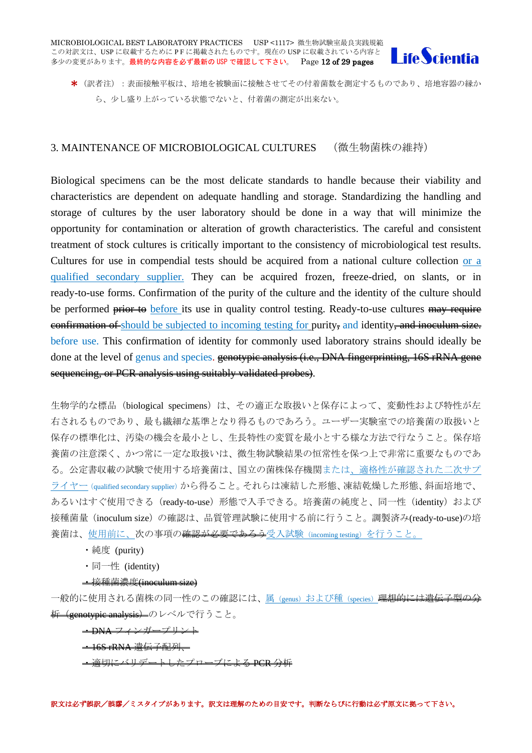＊（訳者注）：表面接触平板は、培地を被験面に接触させてその付着菌数を測定するものであり、培地容器の縁から、少し盛り上がっている状態でないと、付着菌の測定が出来ない。

## 3. MAINTENANCE OF MICROBIOLOGICAL CULTURES　（微生物菌株の維持）

Biological specimens can be the most delicate standards to handle because their viability and characteristics are dependent on adequate handling and storage. Standardizing the handling and storage of cultures by the user laboratory should be done in a way that will minimize the opportunity for contamination or alteration of growth characteristics. The careful and consistent treatment of stock cultures is critically important to the consistency of microbiological test results. Cultures for use in compendial tests should be acquired from a national culture collection or a qualified secondary supplier. They can be acquired frozen, freeze-dried, on slants, or in ready-to-use forms. Confirmation of the purity of the culture and the identity of the culture should be performed ~~prior to~~ before its use in quality control testing. Ready-to-use cultures ~~may require confirmation of~~ should be subjected to incoming testing for purity~~,~~ and identity~~, and inoculum size.~~ before use. This confirmation of identity for commonly used laboratory strains should ideally be done at the level of genus and species. ~~genotypic analysis (i.e., DNA fingerprinting, 16S rRNA gene sequencing, or PCR analysis using suitably validated probes)~~.

生物学的な標品（biological specimens）は、その適正な取扱いと保存によって、変動性および特性が左右されるものであり、最も繊細な基準となり得るものであろう。ユーザー実験室での培養菌の取扱いと保存の標準化は、汚染の機会を最小とし、生長特性の変質を最小とする様な方法で行なうこと。保存培養菌の注意深く、かつ常に一定な取扱いは、微生物試験結果の恒常性を保つ上で非常に重要なものである。公定書収載の試験で使用する培養菌は、国立の菌株保存機関または、適格性が確認された二次サプライヤー（qualified secondary supplier）から得ること。それらは凍結した形態、凍結乾燥した形態、斜面培地で、あるいはすぐ使用できる（ready-to-use）形態で入手できる。培養菌の純度と、同一性（identity）および接種菌量（inoculum size）の確認は、品質管理試験に使用する前に行うこと。調製済み(ready-to-use)の培養菌は、使用前に、次の事項の~~確認が必要であろう~~受入試験（incoming testing）を行うこと。

- 純度 (purity)
- 同一性 (identity)
- ~~接種菌濃度(inoculum size)~~

一般的に使用される菌株の同一性のこの確認には、属（genus）および種（species）~~理想的には遺伝子型の分析（genotypic analysis）~~のレベルで行うこと。

- ~~DNA フィンガープリント~~
- ~~16S rRNA 遺伝子配列、~~
- ~~適切にバリデートしたプローブによる PCR 分析~~

訳文は必ず誤訳／誤謬／ミスタイプがあります。訳文は理解のための目安です。判断ならびに行動は必ず原文に拠って下さい。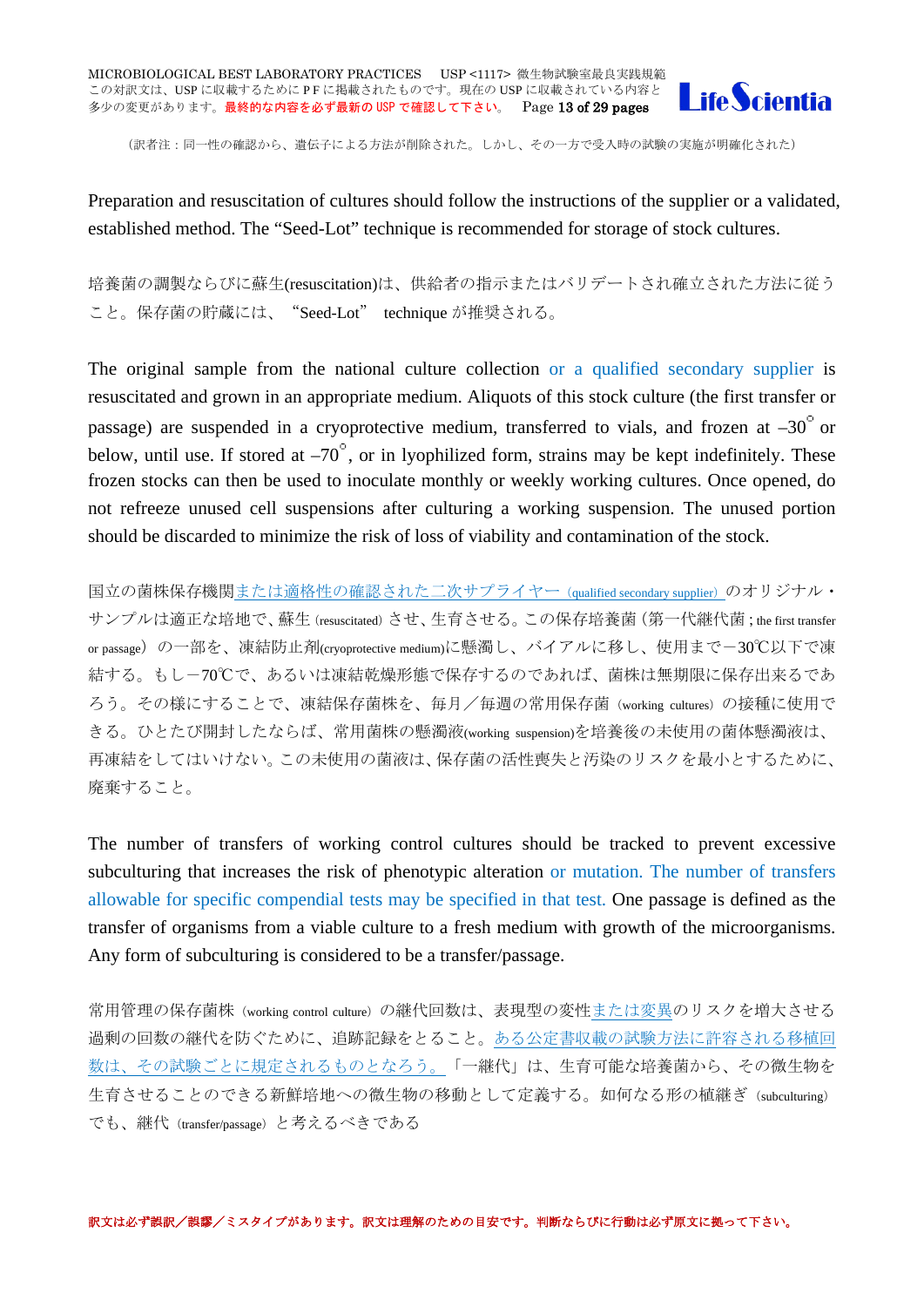（訳者注：同一性の確認から、遺伝子による方法が削除された。しかし、その一方で受入時の試験の実施が明確化された）

Preparation and resuscitation of cultures should follow the instructions of the supplier or a validated, established method. The “Seed-Lot” technique is recommended for storage of stock cultures.

培養菌の調製ならびに蘇生(resuscitation)は、供給者の指示またはバリデートされ確立された方法に従うこと。保存菌の貯蔵には、“Seed-Lot” technique が推奨される。

The original sample from the national culture collection or a qualified secondary supplier is resuscitated and grown in an appropriate medium. Aliquots of this stock culture (the first transfer or passage) are suspended in a cryoprotective medium, transferred to vials, and frozen at –30° or below, until use. If stored at –70°, or in lyophilized form, strains may be kept indefinitely. These frozen stocks can then be used to inoculate monthly or weekly working cultures. Once opened, do not refreeze unused cell suspensions after culturing a working suspension. The unused portion should be discarded to minimize the risk of loss of viability and contamination of the stock.

国立の菌株保存機関または適格性の確認された二次サプライヤー（qualified secondary supplier）のオリジナル・サンプルは適正な培地で、蘇生（resuscitated）させ、生育させる。この保存培養菌（第一代継代菌；the first transfer or passage）の一部を、凍結防止剤(cryoprotective medium)に懸濁し、バイアルに移し、使用まで－30℃以下で凍結する。もし－70℃で、あるいは凍結乾燥形態で保存するのであれば、菌株は無期限に保存出来るであろう。その様にすることで、凍結保存菌株を、毎月／毎週の常用保存菌（working cultures）の接種に使用できる。ひとたび開封したならば、常用菌株の懸濁液(working suspension)を培養後の未使用の菌体懸濁液は、再凍結をしてはいけない。この未使用の菌液は、保存菌の活性喪失と汚染のリスクを最小とするために、廃棄すること。

The number of transfers of working control cultures should be tracked to prevent excessive subculturing that increases the risk of phenotypic alteration or mutation. The number of transfers allowable for specific compendial tests may be specified in that test. One passage is defined as the transfer of organisms from a viable culture to a fresh medium with growth of the microorganisms. Any form of subculturing is considered to be a transfer/passage.

常用管理の保存菌株（working control culture）の継代回数は、表現型の変性または変異のリスクを増大させる過剰の回数の継代を防ぐために、追跡記録をとること。ある公定書収載の試験方法に許容される移植回数は、その試験ごとに規定されるものとなろう。「一継代」は、生育可能な培養菌から、その微生物を生育させることのできる新鮮培地への微生物の移動として定義する。如何なる形の植継ぎ（subculturing）でも、継代（transfer/passage）と考えるべきである

訳文は必ず誤訳／誤謬／ミスタイプがあります。訳文は理解のための目安です。判断ならびに行動は必ず原文に拠って下さい。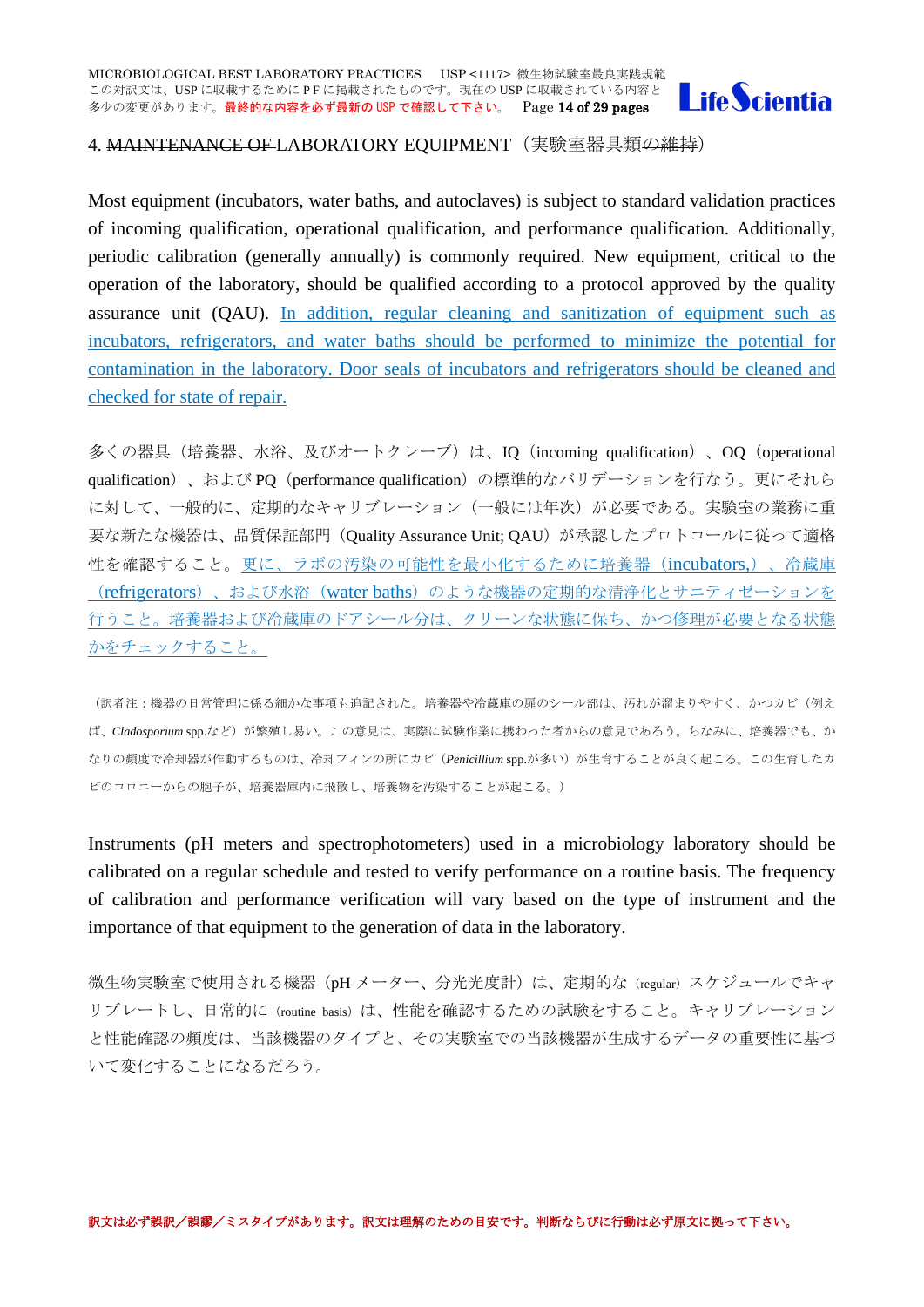## 4. ~~MAINTENANCE OF~~ LABORATORY EQUIPMENT（実験室器具類~~の維持~~）

Most equipment (incubators, water baths, and autoclaves) is subject to standard validation practices of incoming qualification, operational qualification, and performance qualification. Additionally, periodic calibration (generally annually) is commonly required. New equipment, critical to the operation of the laboratory, should be qualified according to a protocol approved by the quality assurance unit (QAU). <u>In addition, regular cleaning and sanitization of equipment such as incubators, refrigerators, and water baths should be performed to minimize the potential for contamination in the laboratory. Door seals of incubators and refrigerators should be cleaned and checked for state of repair.</u>

多くの器具（培養器、水浴、及びオートクレーブ）は、IQ（incoming qualification）、OQ（operational qualification）、および PQ（performance qualification）の標準的なバリデーションを行なう。更にそれらに対して、一般的に、定期的なキャリブレーション（一般には年次）が必要である。実験室の業務に重要な新たな機器は、品質保証部門（Quality Assurance Unit; QAU）が承認したプロトコールに従って適格性を確認すること。<u>更に、ラボの汚染の可能性を最小化するために培養器（incubators,）、冷蔵庫（refrigerators）、および水浴（water baths）のような機器の定期的な清浄化とサニティゼーションを行うこと。培養器および冷蔵庫のドアシール分は、クリーンな状態に保ち、かつ修理が必要となる状態かをチェックすること。</u>

（訳者注：機器の日常管理に係る細かな事項も追記された。培養器や冷蔵庫の扉のシール部は、汚れが溜まりやすく、かつカビ（例えば、*Cladosporium* spp.など）が繁殖し易い。この意見は、実際に試験作業に携わった者からの意見であろう。ちなみに、培養器でも、かなりの頻度で冷却器が作動するものは、冷却フィンの所にカビ（*Penicillium* spp.が多い）が生育することが良く起こる。この生育したカビのコロニーからの胞子が、培養器庫内に飛散し、培養物を汚染することが起こる。）

Instruments (pH meters and spectrophotometers) used in a microbiology laboratory should be calibrated on a regular schedule and tested to verify performance on a routine basis. The frequency of calibration and performance verification will vary based on the type of instrument and the importance of that equipment to the generation of data in the laboratory.

微生物実験室で使用される機器（pH メーター、分光光度計）は、定期的な（regular）スケジュールでキャリブレートし、日常的に（routine basis）は、性能を確認するための試験をすること。キャリブレーションと性能確認の頻度は、当該機器のタイプと、その実験室での当該機器が生成するデータの重要性に基づいて変化することになるだろう。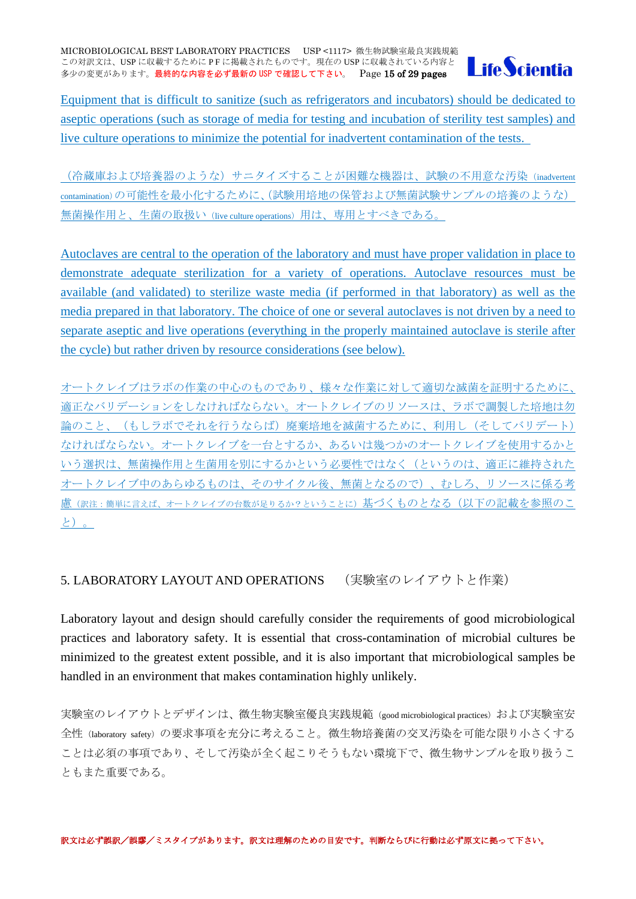Equipment that is difficult to sanitize (such as refrigerators and incubators) should be dedicated to aseptic operations (such as storage of media for testing and incubation of sterility test samples) and live culture operations to minimize the potential for inadvertent contamination of the tests.

（冷蔵庫および培養器のような）サニタイズすることが困難な機器は、試験の不用意な汚染（inadvertent contamination）の可能性を最小化するために、（試験用培地の保管および無菌試験サンプルの培養のような）無菌操作用と、生菌の取扱い（live culture operations）用は、専用とすべきである。

Autoclaves are central to the operation of the laboratory and must have proper validation in place to demonstrate adequate sterilization for a variety of operations. Autoclave resources must be available (and validated) to sterilize waste media (if performed in that laboratory) as well as the media prepared in that laboratory. The choice of one or several autoclaves is not driven by a need to separate aseptic and live operations (everything in the properly maintained autoclave is sterile after the cycle) but rather driven by resource considerations (see below).

オートクレイブはラボの作業の中心のものであり、様々な作業に対して適切な滅菌を証明するために、適正なバリデーションをしなければならない。オートクレイブのリソースは、ラボで調製した培地は勿論のこと、（もしラボでそれを行うならば）廃棄培地を滅菌するために、利用し（そしてバリデート）なければならない。オートクレイブを一台とするか、あるいは幾つかのオートクレイブを使用するかという選択は、無菌操作用と生菌用を別にするかという必要性ではなく（というのは、適正に維持されたオートクレイブ中のあらゆるものは、そのサイクル後、無菌となるので）、むしろ、リソースに係る考慮（訳注：簡単に言えば、オートクレイブの台数が足りるか？ということに）基づくものとなる（以下の記載を参照のこと）。

## 5. LABORATORY LAYOUT AND OPERATIONS （実験室のレイアウトと作業）

Laboratory layout and design should carefully consider the requirements of good microbiological practices and laboratory safety. It is essential that cross-contamination of microbial cultures be minimized to the greatest extent possible, and it is also important that microbiological samples be handled in an environment that makes contamination highly unlikely.

実験室のレイアウトとデザインは、微生物実験室優良実践規範（good microbiological practices）および実験室安全性（laboratory safety）の要求事項を充分に考えること。微生物培養菌の交叉汚染を可能な限り小さくすることは必須の事項であり、そして汚染が全く起こりそうもない環境下で、微生物サンプルを取り扱うこともまた重要である。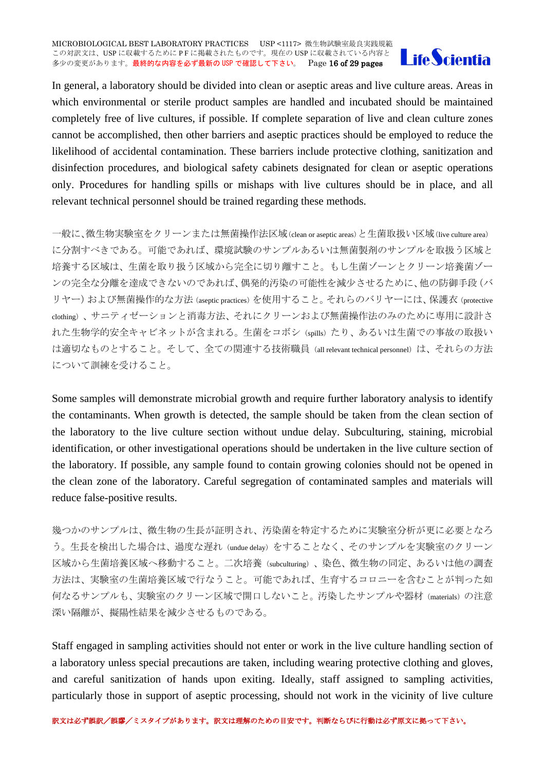In general, a laboratory should be divided into clean or aseptic areas and live culture areas. Areas in which environmental or sterile product samples are handled and incubated should be maintained completely free of live cultures, if possible. If complete separation of live and clean culture zones cannot be accomplished, then other barriers and aseptic practices should be employed to reduce the likelihood of accidental contamination. These barriers include protective clothing, sanitization and disinfection procedures, and biological safety cabinets designated for clean or aseptic operations only. Procedures for handling spills or mishaps with live cultures should be in place, and all relevant technical personnel should be trained regarding these methods.

一般に、微生物実験室をクリーンまたは無菌操作法区域(clean or aseptic areas)と生菌取扱い区域(live culture area)に分割すべきである。可能であれば、環境試験のサンプルあるいは無菌製剤のサンプルを取扱う区域と培養する区域は、生菌を取り扱う区域から完全に切り離すこと。もし生菌ゾーンとクリーン培養菌ゾーンの完全な分離を達成できないのであれば、偶発的汚染の可能性を減少させるために、他の防御手段(バリヤー)および無菌操作的な方法(aseptic practices)を使用すること。それらのバリヤーには、保護衣(protective clothing)、サニティゼーションと消毒方法、それにクリーンおよび無菌操作法のみのために専用に設計された生物学的安全キャビネットが含まれる。生菌をコボシ(spills)たり、あるいは生菌での事故の取扱いは適切なものとすること。そして、全ての関連する技術職員(all relevant technical personnel)は、それらの方法について訓練を受けること。

Some samples will demonstrate microbial growth and require further laboratory analysis to identify the contaminants. When growth is detected, the sample should be taken from the clean section of the laboratory to the live culture section without undue delay. Subculturing, staining, microbial identification, or other investigational operations should be undertaken in the live culture section of the laboratory. If possible, any sample found to contain growing colonies should not be opened in the clean zone of the laboratory. Careful segregation of contaminated samples and materials will reduce false-positive results.

幾つかのサンプルは、微生物の生長が証明され、汚染菌を特定するために実験室分析が更に必要となろう。生長を検出した場合は、過度な遅れ(undue delay)をすることなく、そのサンプルを実験室のクリーン区域から生菌培養区域へ移動すること。二次培養(subculturing)、染色、微生物の同定、あるいは他の調査方法は、実験室の生菌培養区域で行なうこと。可能であれば、生育するコロニーを含むことが判った如何なるサンプルも、実験室のクリーン区域で開口しないこと。汚染したサンプルや器材(materials)の注意深い隔離が、擬陽性結果を減少させるものである。

Staff engaged in sampling activities should not enter or work in the live culture handling section of a laboratory unless special precautions are taken, including wearing protective clothing and gloves, and careful sanitization of hands upon exiting. Ideally, staff assigned to sampling activities, particularly those in support of aseptic processing, should not work in the vicinity of live culture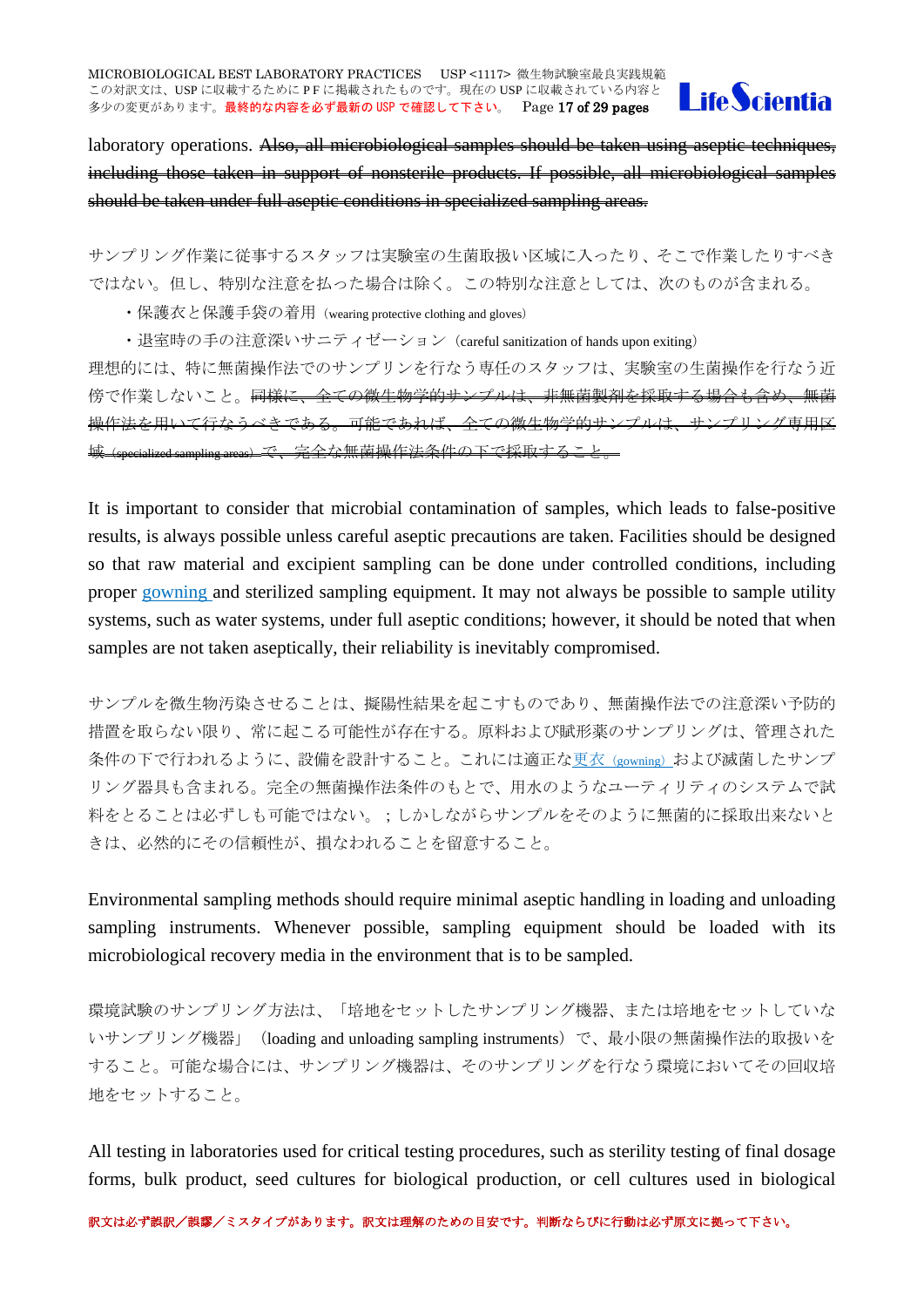laboratory operations. ~~Also, all microbiological samples should be taken using aseptic techniques, including those taken in support of nonsterile products. If possible, all microbiological samples should be taken under full aseptic conditions in specialized sampling areas.~~

サンプリング作業に従事するスタッフは実験室の生菌取扱い区域に入ったり、そこで作業したりすべきではない。但し、特別な注意を払った場合は除く。この特別な注意としては、次のものが含まれる。

- 保護衣と保護手袋の着用（wearing protective clothing and gloves）
- 退室時の手の注意深いサニティゼーション（careful sanitization of hands upon exiting）

理想的には、特に無菌操作法でのサンプリンを行なう専任のスタッフは、実験室の生菌操作を行なう近傍で作業しないこと。~~同様に、全ての微生物学的サンプルは、非無菌製剤を採取する場合も含め、無菌操作法を用いて行なうべきである。可能であれば、全ての微生物学的サンプルは、サンプリング専用区域（specialized sampling areas）で、完全な無菌操作法条件の下で採取すること。~~

It is important to consider that microbial contamination of samples, which leads to false-positive results, is always possible unless careful aseptic precautions are taken. Facilities should be designed so that raw material and excipient sampling can be done under controlled conditions, including proper gowning and sterilized sampling equipment. It may not always be possible to sample utility systems, such as water systems, under full aseptic conditions; however, it should be noted that when samples are not taken aseptically, their reliability is inevitably compromised.

サンプルを微生物汚染させることは、擬陽性結果を起こすものであり、無菌操作法での注意深い予防的措置を取らない限り、常に起こる可能性が存在する。原料および賦形薬のサンプリングは、管理された条件の下で行われるように、設備を設計すること。これには適正な更衣（gowning）および滅菌したサンプリング器具も含まれる。完全の無菌操作法条件のもとで、用水のようなユーティリティのシステムで試料をとることは必ずしも可能ではない。；しかしながらサンプルをそのように無菌的に採取出来ないときは、必然的にその信頼性が、損なわれることを留意すること。

Environmental sampling methods should require minimal aseptic handling in loading and unloading sampling instruments. Whenever possible, sampling equipment should be loaded with its microbiological recovery media in the environment that is to be sampled.

環境試験のサンプリング方法は、「培地をセットしたサンプリング機器、または培地をセットしていないサンプリング機器」（loading and unloading sampling instruments）で、最小限の無菌操作法的取扱いをすること。可能な場合には、サンプリング機器は、そのサンプリングを行なう環境においてその回収培地をセットすること。

All testing in laboratories used for critical testing procedures, such as sterility testing of final dosage forms, bulk product, seed cultures for biological production, or cell cultures used in biological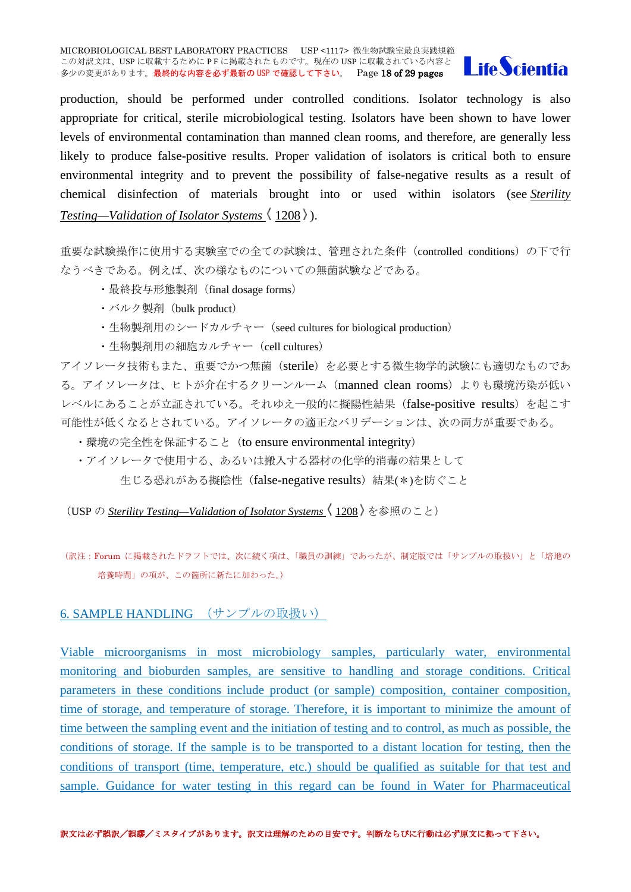production, should be performed under controlled conditions. Isolator technology is also appropriate for critical, sterile microbiological testing. Isolators have been shown to have lower levels of environmental contamination than manned clean rooms, and therefore, are generally less likely to produce false-positive results. Proper validation of isolators is critical both to ensure environmental integrity and to prevent the possibility of false-negative results as a result of chemical disinfection of materials brought into or used within isolators (see *Sterility Testing—Validation of Isolator Systems* 〈 1208 〉).

重要な試験操作に使用する実験室での全ての試験は、管理された条件（controlled conditions）の下で行なうべきである。例えば、次の様なものについての無菌試験などである。

- 最終投与形態製剤（final dosage forms）
- バルク製剤（bulk product）
- 生物製剤用のシードカルチャー（seed cultures for biological production）
- 生物製剤用の細胞カルチャー（cell cultures）

アイソレータ技術もまた、重要でかつ無菌（sterile）を必要とする微生物学的試験にも適切なものである。アイソレータは、ヒトが介在するクリーンルーム（manned clean rooms）よりも環境汚染が低いレベルにあることが立証されている。それゆえ一般的に擬陽性結果（false-positive results）を起こす可能性が低くなるとされている。アイソレータの適正なバリデーションは、次の両方が重要である。

- 環境の完全性を保証すること（to ensure environmental integrity）
- アイソレータで使用する、あるいは搬入する器材の化学的消毒の結果として生じる恐れがある擬陰性（false-negative results）結果(＊)を防ぐこと

（USP の *Sterility Testing—Validation of Isolator Systems* 〈 1208 〉を参照のこと）

（訳注：Forum に掲載されたドラフトでは、次に続く項は、「職員の訓練」であったが、制定版では「サンプルの取扱い」と「培地の培養時間」の項が、この箇所に新たに加わった。）

## 6. SAMPLE HANDLING （サンプルの取扱い）

Viable microorganisms in most microbiology samples, particularly water, environmental monitoring and bioburden samples, are sensitive to handling and storage conditions. Critical parameters in these conditions include product (or sample) composition, container composition, time of storage, and temperature of storage. Therefore, it is important to minimize the amount of time between the sampling event and the initiation of testing and to control, as much as possible, the conditions of storage. If the sample is to be transported to a distant location for testing, then the conditions of transport (time, temperature, etc.) should be qualified as suitable for that test and sample. Guidance for water testing in this regard can be found in Water for Pharmaceutical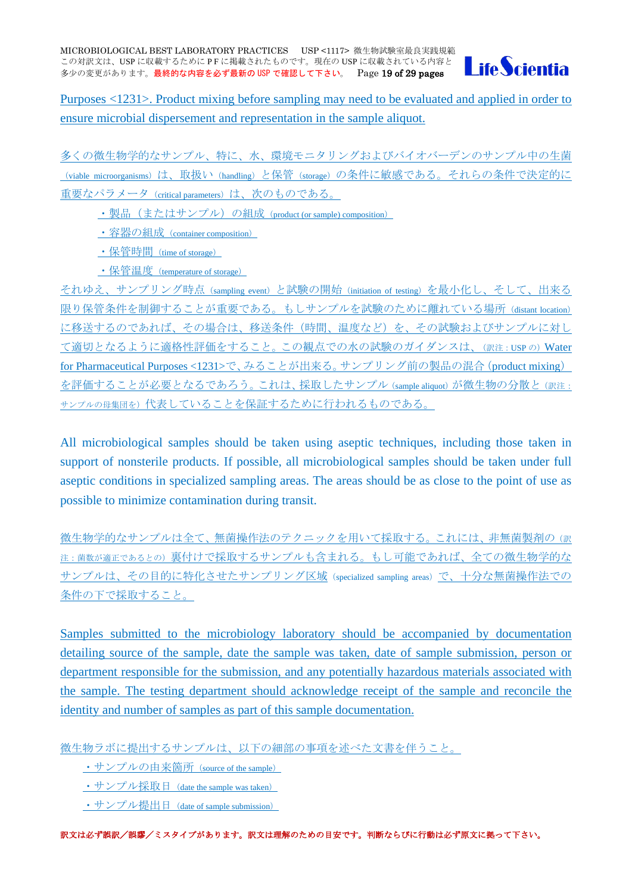Purposes <1231>. Product mixing before sampling may need to be evaluated and applied in order to ensure microbial dispersement and representation in the sample aliquot.

多くの微生物学的なサンプル、特に、水、環境モニタリングおよびバイオバーデンのサンプル中の生菌（viable microorganisms）は、取扱い（handling）と保管（storage）の条件に敏感である。それらの条件で決定的に重要なパラメータ（critical parameters）は、次のものである。

- 製品（またはサンプル）の組成（product (or sample) composition）
- 容器の組成（container composition）
- 保管時間（time of storage）
- 保管温度（temperature of storage）

それゆえ、サンプリング時点（sampling event）と試験の開始（initiation of testing）を最小化し、そして、出来る限り保管条件を制御することが重要である。もしサンプルを試験のために離れている場所（distant location）に移送するのであれば、その場合は、移送条件（時間、温度など）を、その試験およびサンプルに対して適切となるように適格性評価をすること。この観点での水の試験のガイダンスは、（訳注：USP の）Water for Pharmaceutical Purposes <1231>で、みることが出来る。サンプリング前の製品の混合（product mixing）を評価することが必要となるであろう。これは、採取したサンプル（sample aliquot）が微生物の分散と（訳注：サンプルの母集団を）代表していることを保証するために行われるものである。

All microbiological samples should be taken using aseptic techniques, including those taken in support of nonsterile products. If possible, all microbiological samples should be taken under full aseptic conditions in specialized sampling areas. The areas should be as close to the point of use as possible to minimize contamination during transit.

微生物学的なサンプルは全て、無菌操作法のテクニックを用いて採取する。これには、非無菌製剤の（訳注：菌数が適正であるとの）裏付けで採取するサンプルも含まれる。もし可能であれば、全ての微生物学的なサンプルは、その目的に特化させたサンプリング区域（specialized sampling areas）で、十分な無菌操作法での条件の下で採取すること。

Samples submitted to the microbiology laboratory should be accompanied by documentation detailing source of the sample, date the sample was taken, date of sample submission, person or department responsible for the submission, and any potentially hazardous materials associated with the sample. The testing department should acknowledge receipt of the sample and reconcile the identity and number of samples as part of this sample documentation.

微生物ラボに提出するサンプルは、以下の細部の事項を述べた文書を伴うこと。

- サンプルの由来箇所（source of the sample）
- サンプル採取日（date the sample was taken）
- サンプル提出日（date of sample submission）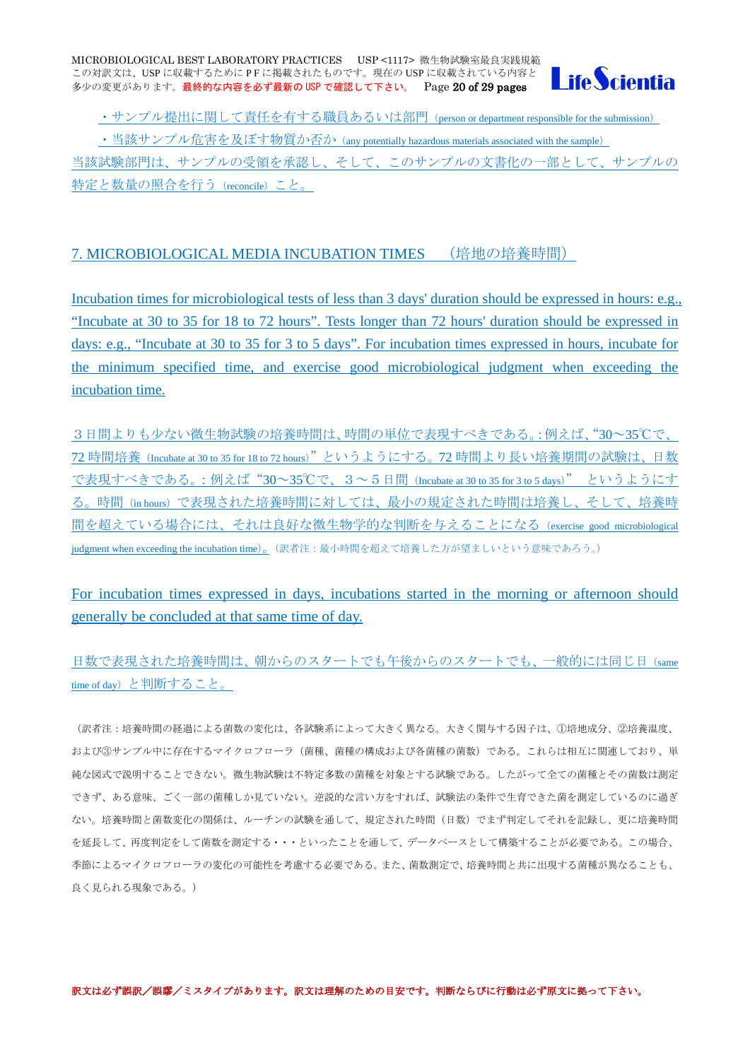・サンプル提出に関して責任を有する職員あるいは部門（person or department responsible for the submission）

・当該サンプル危害を及ぼす物質か否か（any potentially hazardous materials associated with the sample）

当該試験部門は、サンプルの受領を承認し、そして、このサンプルの文書化の一部として、サンプルの特定と数量の照合を行う（reconcile）こと。

## 7. MICROBIOLOGICAL MEDIA INCUBATION TIMES　（培地の培養時間）

Incubation times for microbiological tests of less than 3 days' duration should be expressed in hours: e.g., "Incubate at 30 to 35 for 18 to 72 hours". Tests longer than 72 hours' duration should be expressed in days: e.g., "Incubate at 30 to 35 for 3 to 5 days". For incubation times expressed in hours, incubate for the minimum specified time, and exercise good microbiological judgment when exceeding the incubation time.

３日間よりも少ない微生物試験の培養時間は、時間の単位で表現すべきである。: 例えば、"30～35℃で、72 時間培養（Incubate at 30 to 35 for 18 to 72 hours）" というようにする。72 時間より長い培養期間の試験は、日数で表現すべきである。: 例えば "30～35℃で、３～５日間（Incubate at 30 to 35 for 3 to 5 days）" というようにする。時間（in hours）で表現された培養時間に対しては、最小の規定された時間は培養し、そして、培養時間を超えている場合には、それは良好な微生物学的な判断を与えることになる（exercise good microbiological judgment when exceeding the incubation time）。（訳者注：最小時間を超えて培養した方が望ましいという意味であろう。）

For incubation times expressed in days, incubations started in the morning or afternoon should generally be concluded at that same time of day.

日数で表現された培養時間は、朝からのスタートでも午後からのスタートでも、一般的には同じ日（same time of day）と判断すること。

（訳者注：培養時間の経過による菌数の変化は、各試験系によって大きく異なる。大きく関与する因子は、①培地成分、②培養温度、および③サンプル中に存在するマイクロフローラ（菌種、菌種の構成および各菌種の菌数）である。これらは相互に関連しており、単純な図式で説明することできない。微生物試験は不特定多数の菌種を対象とする試験である。したがって全ての菌種とその菌数は測定できず、ある意味、ごく一部の菌種しか見ていない。逆説的な言い方をすれば、試験法の条件で生育できた菌を測定しているのに過ぎない。培養時間と菌数変化の関係は、ルーチンの試験を通して、規定された時間（日数）でまず判定してそれを記録し、更に培養時間を延長して、再度判定をして菌数を測定する・・・といったことを通して、データベースとして構築することが必要である。この場合、季節によるマイクロフローラの変化の可能性を考慮する必要である。また、菌数測定で、培養時間と共に出現する菌種が異なることも、良く見られる現象である。）

訳文は必ず誤訳／誤謬／ミスタイプがあります。訳文は理解のための目安です。判断ならびに行動は必ず原文に拠って下さい。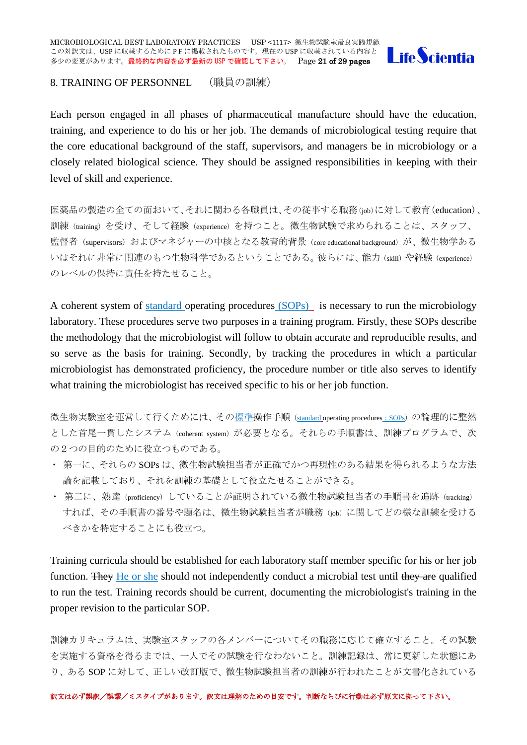## 8. TRAINING OF PERSONNEL （職員の訓練）

Each person engaged in all phases of pharmaceutical manufacture should have the education, training, and experience to do his or her job. The demands of microbiological testing require that the core educational background of the staff, supervisors, and managers be in microbiology or a closely related biological science. They should be assigned responsibilities in keeping with their level of skill and experience.

医薬品の製造の全ての面おいて、それに関わる各職員は、その従事する職務(job)に対して教育(education)、訓練（training）を受け、そして経験（experience）を持つこと。微生物試験で求められることは、スタッフ、監督者（supervisors）およびマネジャーの中核となる教育的背景（core educational background）が、微生物学あるいはそれに非常に関連のもつ生物科学であるということである。彼らには、能力（skill）や経験（experience）のレベルの保持に責任を持たせること。

A coherent system of standard operating procedures (SOPs) is necessary to run the microbiology laboratory. These procedures serve two purposes in a training program. Firstly, these SOPs describe the methodology that the microbiologist will follow to obtain accurate and reproducible results, and so serve as the basis for training. Secondly, by tracking the procedures in which a particular microbiologist has demonstrated proficiency, the procedure number or title also serves to identify what training the microbiologist has received specific to his or her job function.

微生物実験室を運営して行くためには、その標準操作手順（standard operating procedures ; SOPs）の論理的に整然とした首尾一貫したシステム（coherent system）が必要となる。それらの手順書は、訓練プログラムで、次の２つの目的のために役立つものである。

- 第一に、それらの SOPs は、微生物試験担当者が正確でかつ再現性のある結果を得られるような方法論を記載しており、それを訓練の基礎として役立たせることができる。
- 第二に、熟達（proficiency）していることが証明されている微生物試験担当者の手順書を追跡（tracking）すれば、その手順書の番号や題名は、微生物試験担当者が職務（job）に関してどの様な訓練を受けるべきかを特定することにも役立つ。

Training curricula should be established for each laboratory staff member specific for his or her job function. ~~They~~ He or she should not independently conduct a microbial test until ~~they are~~ qualified to run the test. Training records should be current, documenting the microbiologist's training in the proper revision to the particular SOP.

訓練カリキュラムは、実験室スタッフの各メンバーについてその職務に応じて確立すること。その試験を実施する資格を得るまでは、一人でその試験を行なわないこと。訓練記録は、常に更新した状態にあり、ある SOP に対して、正しい改訂版で、微生物試験担当者の訓練が行われたことが文書化されている

訳文は必ず誤訳／誤謬／ミスタイプがあります。訳文は理解のための目安です。判断ならびに行動は必ず原文に拠って下さい。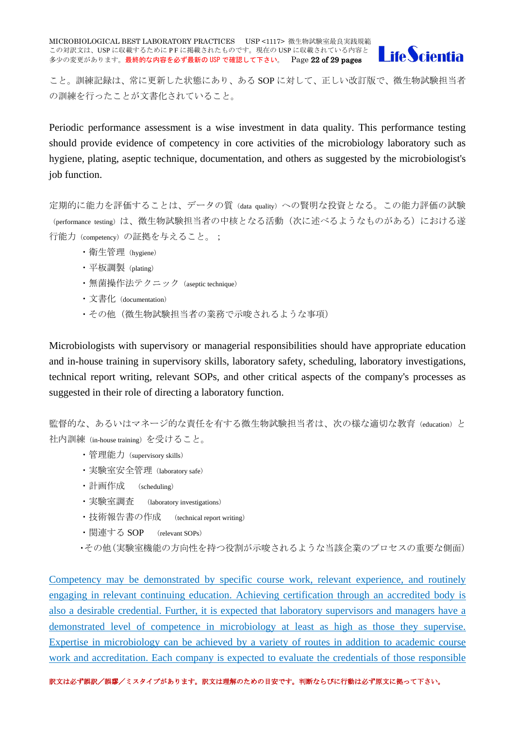こと。訓練記録は、常に更新した状態にあり、ある SOP に対して、正しい改訂版で、微生物試験担当者の訓練を行ったことが文書化されていること。

Periodic performance assessment is a wise investment in data quality. This performance testing should provide evidence of competency in core activities of the microbiology laboratory such as hygiene, plating, aseptic technique, documentation, and others as suggested by the microbiologist's job function.

定期的に能力を評価することは、データの質（data quality）への賢明な投資となる。この能力評価の試験（performance testing）は、微生物試験担当者の中核となる活動（次に述べるようなものがある）における遂行能力（competency）の証拠を与えること。；

- 衛生管理（hygiene）
- 平板調製（plating）
- 無菌操作法テクニック（aseptic technique）
- 文書化（documentation）
- その他（微生物試験担当者の業務で示唆されるような事項）

Microbiologists with supervisory or managerial responsibilities should have appropriate education and in-house training in supervisory skills, laboratory safety, scheduling, laboratory investigations, technical report writing, relevant SOPs, and other critical aspects of the company's processes as suggested in their role of directing a laboratory function.

監督的な、あるいはマネージ的な責任を有する微生物試験担当者は、次の様な適切な教育（education）と社内訓練（in-house training）を受けること。

- 管理能力（supervisory skills）
- 実験室安全管理（laboratory safe）
- 計画作成　（scheduling）
- 実験室調査　（laboratory investigations）
- 技術報告書の作成　（technical report writing）
- 関連する SOP　（relevant SOPs）
- その他（実験室機能の方向性を持つ役割が示唆されるような当該企業のプロセスの重要な側面）

Competency may be demonstrated by specific course work, relevant experience, and routinely engaging in relevant continuing education. Achieving certification through an accredited body is also a desirable credential. Further, it is expected that laboratory supervisors and managers have a demonstrated level of competence in microbiology at least as high as those they supervise. Expertise in microbiology can be achieved by a variety of routes in addition to academic course work and accreditation. Each company is expected to evaluate the credentials of those responsible

訳文は必ず誤訳／誤謬／ミスタイプがあります。訳文は理解のための目安です。判断ならびに行動は必ず原文に拠って下さい。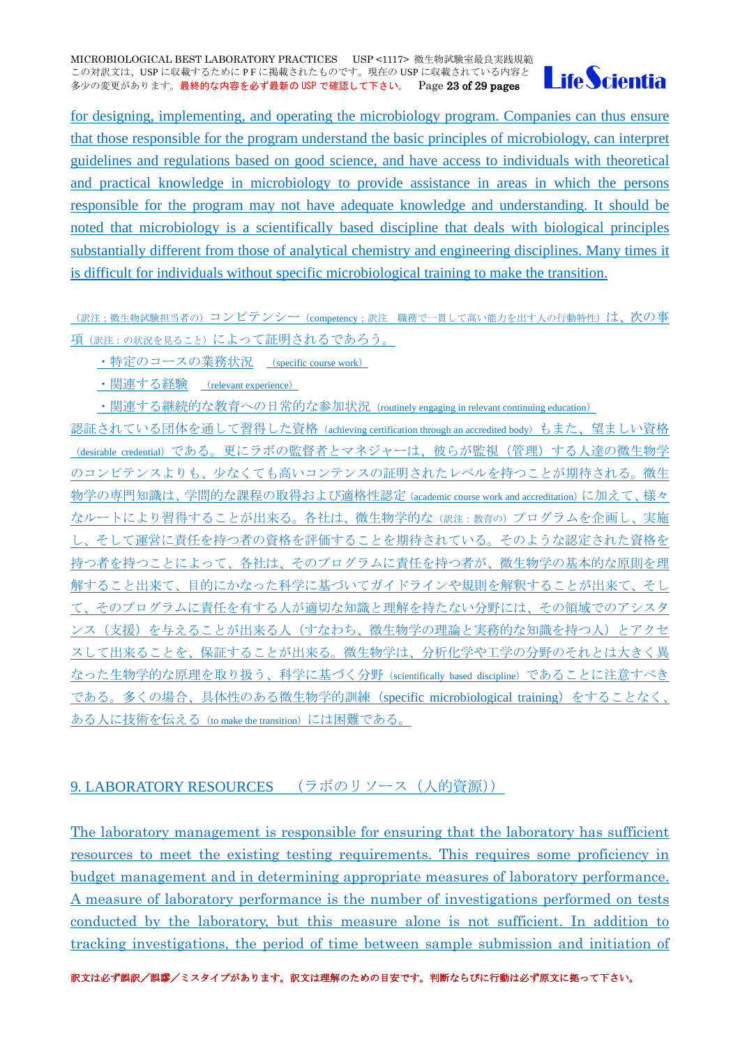for designing, implementing, and operating the microbiology program. Companies can thus ensure that those responsible for the program understand the basic principles of microbiology, can interpret guidelines and regulations based on good science, and have access to individuals with theoretical and practical knowledge in microbiology to provide assistance in areas in which the persons responsible for the program may not have adequate knowledge and understanding. It should be noted that microbiology is a scientifically based discipline that deals with biological principles substantially different from those of analytical chemistry and engineering disciplines. Many times it is difficult for individuals without specific microbiological training to make the transition.

（訳注；微生物試験担当者の）コンピテンシー（competency；訳注 職務で一貫して高い能力を出す人の行動特性）は、次の事項（訳注：の状況を見ること）によって証明されるであろう。

- ・特定のコースの業務状況 （specific course work）
- ・関連する経験 （relevant experience）
- ・関連する継続的な教育への日常的な参加状況（routinely engaging in relevant continuing education）

認証されている団体を通して習得した資格（achieving certification through an accredited body）もまた、望ましい資格（desirable credential）である。更にラボの監督者とマネジャーは、彼らが監視（管理）する人達の微生物学のコンピテンスよりも、少なくても高いコンテンスの証明されたレベルを持つことが期待される。微生物学の専門知識は、学問的な課程の取得および適格性認定（academic course work and accreditation）に加えて、様々なルートにより習得することが出来る。各社は、微生物学的な（訳注：教育の）プログラムを企画し、実施し、そして運営に責任を持つ者の資格を評価することを期待されている。そのような認定された資格を持つ者を持つことによって、各社は、そのプログラムに責任を持つ者が、微生物学の基本的な原則を理解すること出来て、目的にかなった科学に基づいてガイドラインや規則を解釈することが出来て、そして、そのプログラムに責任を有する人が適切な知識と理解を持たない分野には、その領域でのアシスタンス（支援）を与えることが出来る人（すなわち、微生物学の理論と実務的な知識を持つ人）とアクセスして出来ることを、保証することが出来る。微生物学は、分析化学や工学の分野のそれとは大きく異なった生物学的な原理を取り扱う、科学に基づく分野（scientifically based discipline）であることに注意すべきである。多くの場合、具体性のある微生物学的訓練（specific microbiological training）をすることなく、ある人に技術を伝える（to make the transition）には困難である。

## 9. LABORATORY RESOURCES （ラボのリソース（人的資源））

The laboratory management is responsible for ensuring that the laboratory has sufficient resources to meet the existing testing requirements. This requires some proficiency in budget management and in determining appropriate measures of laboratory performance. A measure of laboratory performance is the number of investigations performed on tests conducted by the laboratory, but this measure alone is not sufficient. In addition to tracking investigations, the period of time between sample submission and initiation of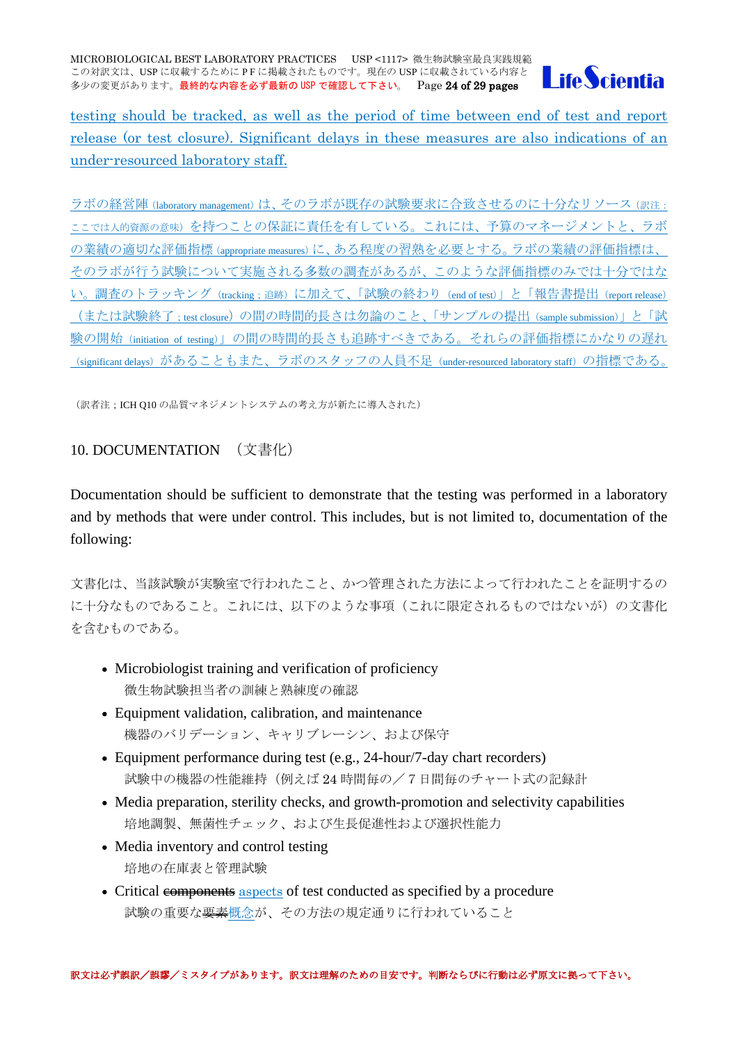testing should be tracked, as well as the period of time between end of test and report release (or test closure). Significant delays in these measures are also indications of an under-resourced laboratory staff.

ラボの経営陣（laboratory management）は、そのラボが既存の試験要求に合致させるのに十分なリソース（訳注：ここでは人的資源の意味）を持つことの保証に責任を有している。これには、予算のマネージメントと、ラボの業績の適切な評価指標（appropriate measures）に、ある程度の習熟を必要とする。ラボの業績の評価指標は、そのラボが行う試験について実施される多数の調査があるが、このような評価指標のみでは十分ではない。調査のトラッキング（tracking；追跡）に加えて、「試験の終わり（end of test）」と「報告書提出（report release）（または試験終了；test closure）の間の時間的長さは勿論のこと、「サンプルの提出（sample submission）」と「試験の開始（initiation of testing）」の間の時間的長さも追跡すべきである。それらの評価指標にかなりの遅れ（significant delays）があることもまた、ラボのスタッフの人員不足（under-resourced laboratory staff）の指標である。

（訳者注；ICH Q10 の品質マネジメントシステムの考え方が新たに導入された）

## 10. DOCUMENTATION　（文書化）

Documentation should be sufficient to demonstrate that the testing was performed in a laboratory and by methods that were under control. This includes, but is not limited to, documentation of the following:

文書化は、当該試験が実験室で行われたこと、かつ管理された方法によって行われたことを証明するのに十分なものであること。これには、以下のような事項（これに限定されるものではないが）の文書化を含むものである。

- Microbiologist training and verification of proficiency
  微生物試験担当者の訓練と熟練度の確認
- Equipment validation, calibration, and maintenance
  機器のバリデーション、キャリブレーシン、および保守
- Equipment performance during test (e.g., 24-hour/7-day chart recorders)
  試験中の機器の性能維持（例えば 24 時間毎の／7 日間毎のチャート式の記録計
- Media preparation, sterility checks, and growth-promotion and selectivity capabilities
  培地調製、無菌性チェック、および生長促進性および選択性能力
- Media inventory and control testing
  培地の在庫表と管理試験
- Critical ~~components~~ aspects of test conducted as specified by a procedure
  試験の重要な~~要素~~概念が、その方法の規定通りに行われていること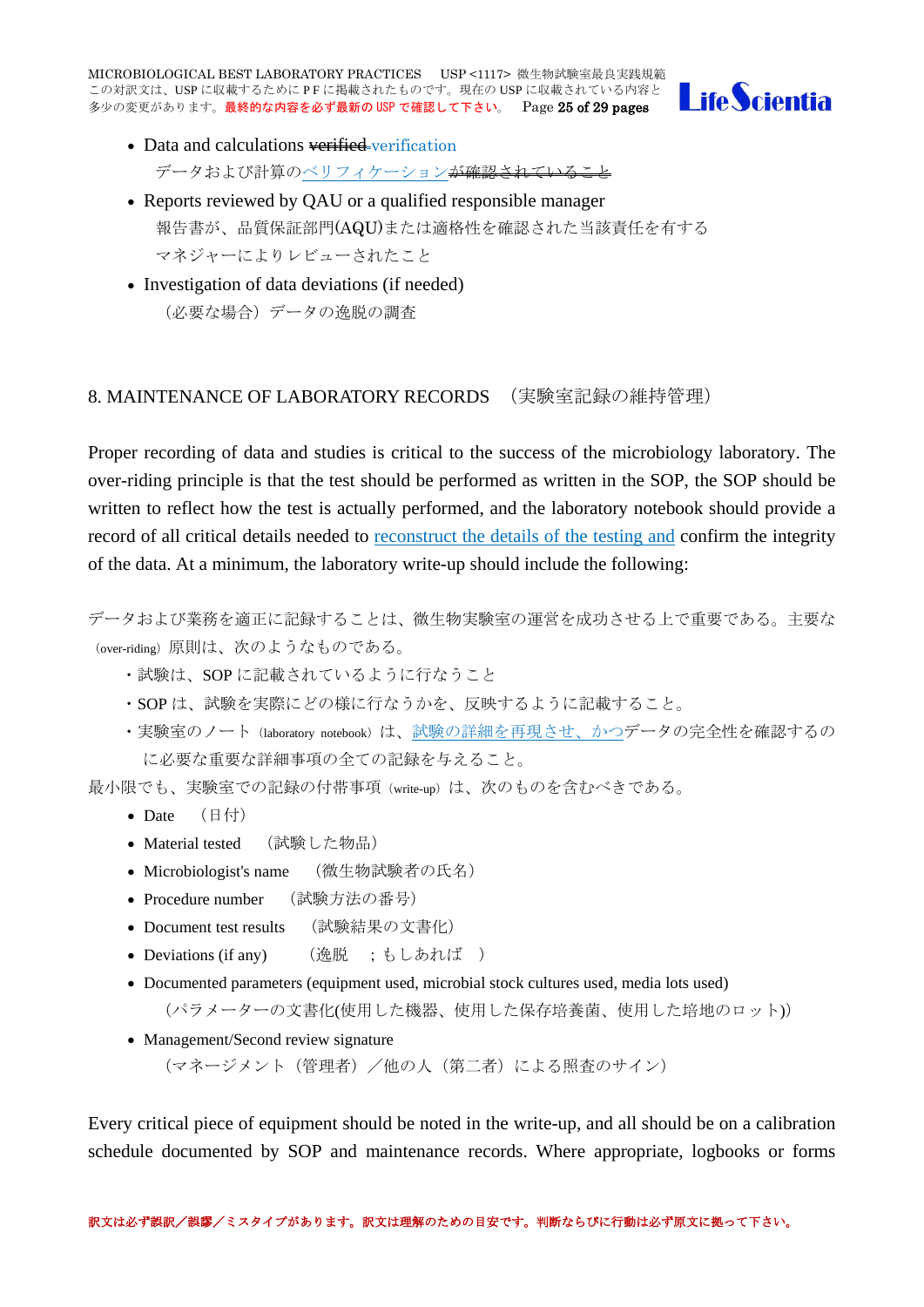- Data and calculations ~~verified~~ verification

  データおよび計算のベリフィケーション~~が確認されていること~~

- Reports reviewed by QAU or a qualified responsible manager

  報告書が、品質保証部門(AQU)または適格性を確認された当該責任を有するマネジャーによりレビューされたこと

- Investigation of data deviations (if needed)

  （必要な場合）データの逸脱の調査

## 8. MAINTENANCE OF LABORATORY RECORDS　（実験室記録の維持管理）

Proper recording of data and studies is critical to the success of the microbiology laboratory. The over-riding principle is that the test should be performed as written in the SOP, the SOP should be written to reflect how the test is actually performed, and the laboratory notebook should provide a record of all critical details needed to reconstruct the details of the testing and confirm the integrity of the data. At a minimum, the laboratory write-up should include the following:

データおよび業務を適正に記録することは、微生物実験室の運営を成功させる上で重要である。主要な（over-riding）原則は、次のようなものである。

- ・試験は、SOP に記載されているように行なうこと
- ・SOP は、試験を実際にどの様に行なうかを、反映するように記載すること。
- ・実験室のノート（laboratory notebook）は、試験の詳細を再現させ、かつデータの完全性を確認するのに必要な重要な詳細事項の全ての記録を与えること。

最小限でも、実験室での記録の付帯事項（write-up）は、次のものを含むべきである。

- Date　（日付）
- Material tested　（試験した物品）
- Microbiologist's name　（微生物試験者の氏名）
- Procedure number　（試験方法の番号）
- Document test results　（試験結果の文書化）
- Deviations (if any)　（逸脱　；もしあれば　）
- Documented parameters (equipment used, microbial stock cultures used, media lots used)

  （パラメーターの文書化(使用した機器、使用した保存培養菌、使用した培地のロット)）

- Management/Second review signature

  （マネージメント（管理者）／他の人（第二者）による照査のサイン）

Every critical piece of equipment should be noted in the write-up, and all should be on a calibration schedule documented by SOP and maintenance records. Where appropriate, logbooks or forms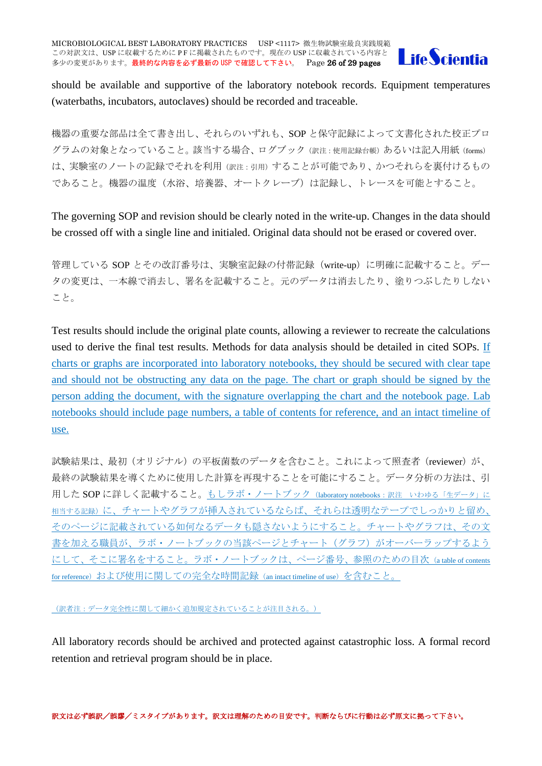should be available and supportive of the laboratory notebook records. Equipment temperatures (waterbaths, incubators, autoclaves) should be recorded and traceable.

機器の重要な部品は全て書き出し、それらのいずれも、SOP と保守記録によって文書化された校正プログラムの対象となっていること。該当する場合、ログブック（訳注：使用記録台帳）あるいは記入用紙（forms）は、実験室のノートの記録でそれを利用（訳注：引用）することが可能であり、かつそれらを裏付けるものであること。機器の温度（水浴、培養器、オートクレーブ）は記録し、トレースを可能とすること。

The governing SOP and revision should be clearly noted in the write-up. Changes in the data should be crossed off with a single line and initialed. Original data should not be erased or covered over.

管理している SOP とその改訂番号は、実験室記録の付帯記録（write-up）に明確に記載すること。データの変更は、一本線で消去し、署名を記載すること。元のデータは消去したり、塗りつぶしたりしないこと。

Test results should include the original plate counts, allowing a reviewer to recreate the calculations used to derive the final test results. Methods for data analysis should be detailed in cited SOPs. If charts or graphs are incorporated into laboratory notebooks, they should be secured with clear tape and should not be obstructing any data on the page. The chart or graph should be signed by the person adding the document, with the signature overlapping the chart and the notebook page. Lab notebooks should include page numbers, a table of contents for reference, and an intact timeline of use.

試験結果は、最初（オリジナル）の平板菌数のデータを含むこと。これによって照査者（reviewer）が、最終の試験結果を導くために使用した計算を再現することを可能にすること。データ分析の方法は、引用した SOP に詳しく記載すること。もしラボ・ノートブック（laboratory notebooks：訳注　いわゆる「生データ」に相当する記録）に、チャートやグラフが挿入されているならば、それらは透明なテープでしっかりと留め、そのページに記載されている如何なるデータも隠さないようにすること。チャートやグラフは、その文書を加える職員が、ラボ・ノートブックの当該ページとチャート（グラフ）がオーバーラップするようにして、そこに署名をすること。ラボ・ノートブックは、ページ番号、参照のための目次（a table of contents for reference）および使用に関しての完全な時間記録（an intact timeline of use）を含むこと。

（訳者注：データ完全性に関して細かく追加規定されていることが注目される。）

All laboratory records should be archived and protected against catastrophic loss. A formal record retention and retrieval program should be in place.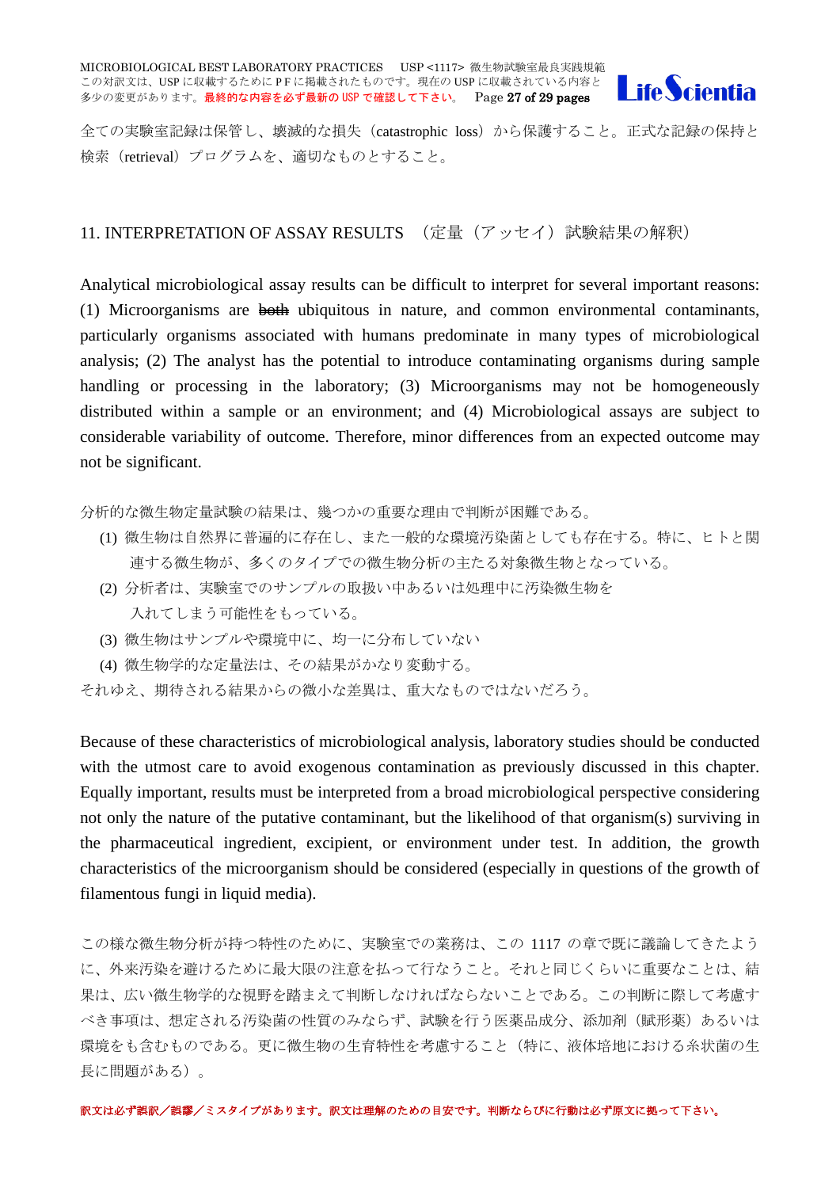全ての実験室記録は保管し、壊滅的な損失（catastrophic loss）から保護すること。正式な記録の保持と検索（retrieval）プログラムを、適切なものとすること。

## 11. INTERPRETATION OF ASSAY RESULTS （定量（アッセイ）試験結果の解釈）

Analytical microbiological assay results can be difficult to interpret for several important reasons: (1) Microorganisms are ~~both~~ ubiquitous in nature, and common environmental contaminants, particularly organisms associated with humans predominate in many types of microbiological analysis; (2) The analyst has the potential to introduce contaminating organisms during sample handling or processing in the laboratory; (3) Microorganisms may not be homogeneously distributed within a sample or an environment; and (4) Microbiological assays are subject to considerable variability of outcome. Therefore, minor differences from an expected outcome may not be significant.

分析的な微生物定量試験の結果は、幾つかの重要な理由で判断が困難である。

(1) 微生物は自然界に普遍的に存在し、また一般的な環境汚染菌としても存在する。特に、ヒトと関連する微生物が、多くのタイプでの微生物分析の主たる対象微生物となっている。
(2) 分析者は、実験室でのサンプルの取扱い中あるいは処理中に汚染微生物を入れてしまう可能性をもっている。
(3) 微生物はサンプルや環境中に、均一に分布していない
(4) 微生物学的な定量法は、その結果がかなり変動する。

それゆえ、期待される結果からの微小な差異は、重大なものではないだろう。

Because of these characteristics of microbiological analysis, laboratory studies should be conducted with the utmost care to avoid exogenous contamination as previously discussed in this chapter. Equally important, results must be interpreted from a broad microbiological perspective considering not only the nature of the putative contaminant, but the likelihood of that organism(s) surviving in the pharmaceutical ingredient, excipient, or environment under test. In addition, the growth characteristics of the microorganism should be considered (especially in questions of the growth of filamentous fungi in liquid media).

この様な微生物分析が持つ特性のために、実験室での業務は、この 1117 の章で既に議論してきたように、外来汚染を避けるために最大限の注意を払って行なうこと。それと同じくらいに重要なことは、結果は、広い微生物学的な視野を踏まえて判断しなければならないことである。この判断に際して考慮すべき事項は、想定される汚染菌の性質のみならず、試験を行う医薬品成分、添加剤（賦形薬）あるいは環境をも含むものである。更に微生物の生育特性を考慮すること（特に、液体培地における糸状菌の生長に問題がある）。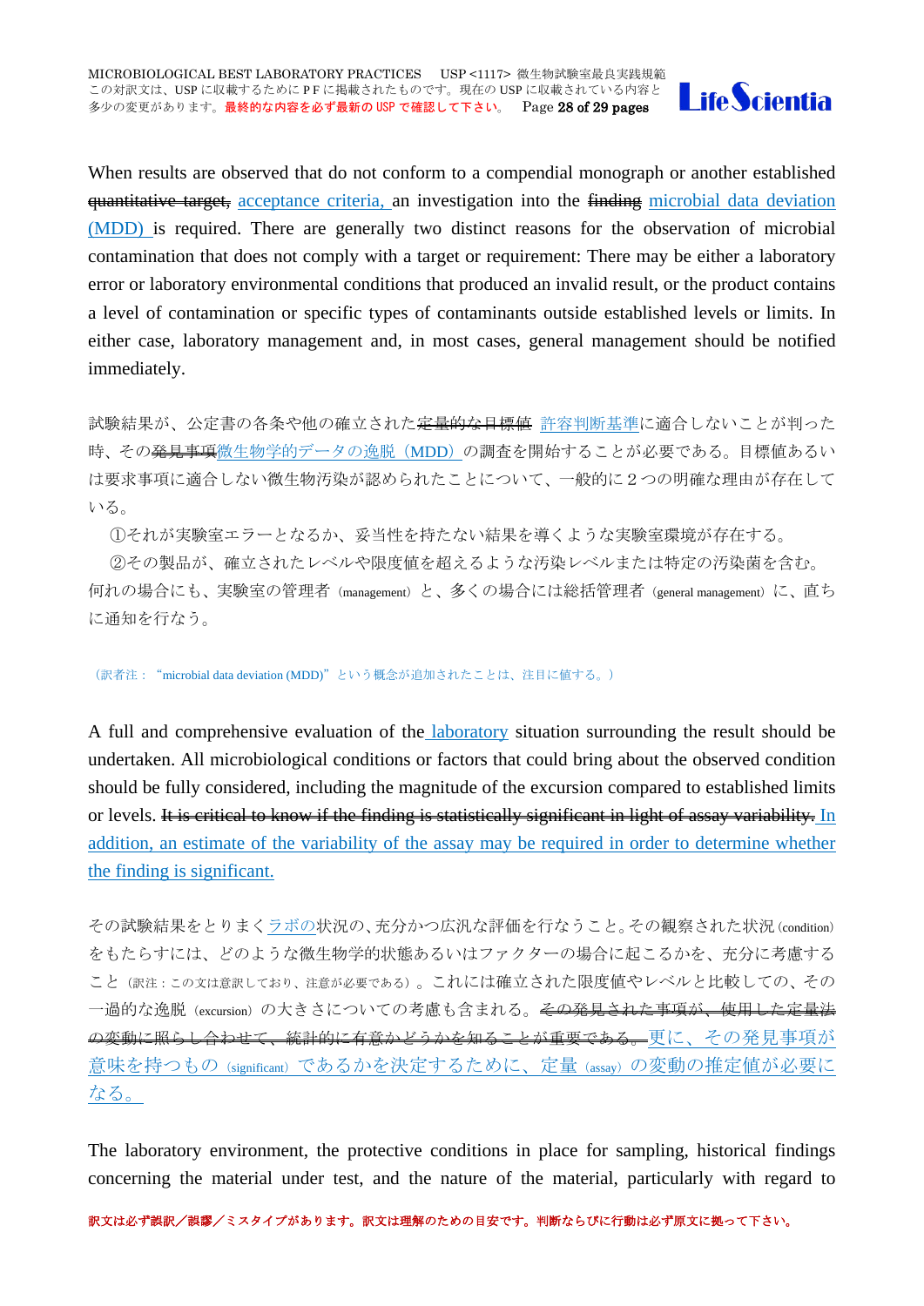When results are observed that do not conform to a compendial monograph or another established ~~quantitative target,~~ acceptance criteria, an investigation into the ~~finding~~ microbial data deviation (MDD) is required. There are generally two distinct reasons for the observation of microbial contamination that does not comply with a target or requirement: There may be either a laboratory error or laboratory environmental conditions that produced an invalid result, or the product contains a level of contamination or specific types of contaminants outside established levels or limits. In either case, laboratory management and, in most cases, general management should be notified immediately.

試験結果が、公定書の各条や他の確立された~~定量的な目標値~~ 許容判断基準に適合しないことが判った時、その~~発見事項~~微生物学的データの逸脱（MDD）の調査を開始することが必要である。目標値あるいは要求事項に適合しない微生物汚染が認められたことについて、一般的に２つの明確な理由が存在している。

①それが実験室エラーとなるか、妥当性を持たない結果を導くような実験室環境が存在する。

②その製品が、確立されたレベルや限度値を超えるような汚染レベルまたは特定の汚染菌を含む。

何れの場合にも、実験室の管理者（management）と、多くの場合には総括管理者（general management）に、直ちに通知を行なう。

（訳者注："microbial data deviation (MDD)"という概念が追加されたことは、注目に値する。）

A full and comprehensive evaluation of the laboratory situation surrounding the result should be undertaken. All microbiological conditions or factors that could bring about the observed condition should be fully considered, including the magnitude of the excursion compared to established limits or levels. ~~It is critical to know if the finding is statistically significant in light of assay variability.~~ In addition, an estimate of the variability of the assay may be required in order to determine whether the finding is significant.

その試験結果をとりまくラボの状況の、充分かつ広汎な評価を行なうこと。その観察された状況（condition）をもたらすには、どのような微生物学的状態あるいはファクターの場合に起こるかを、充分に考慮すること（訳注：この文は意訳しており、注意が必要である）。これには確立された限度値やレベルと比較しての、その一過的な逸脱（excursion）の大きさについての考慮も含まれる。~~その発見された事項が、使用した定量法の変動に照らし合わせて、統計的に有意かどうかを知ることが重要である。~~更に、その発見事項が意味を持つもの（significant）であるかを決定するために、定量（assay）の変動の推定値が必要になる。

The laboratory environment, the protective conditions in place for sampling, historical findings concerning the material under test, and the nature of the material, particularly with regard to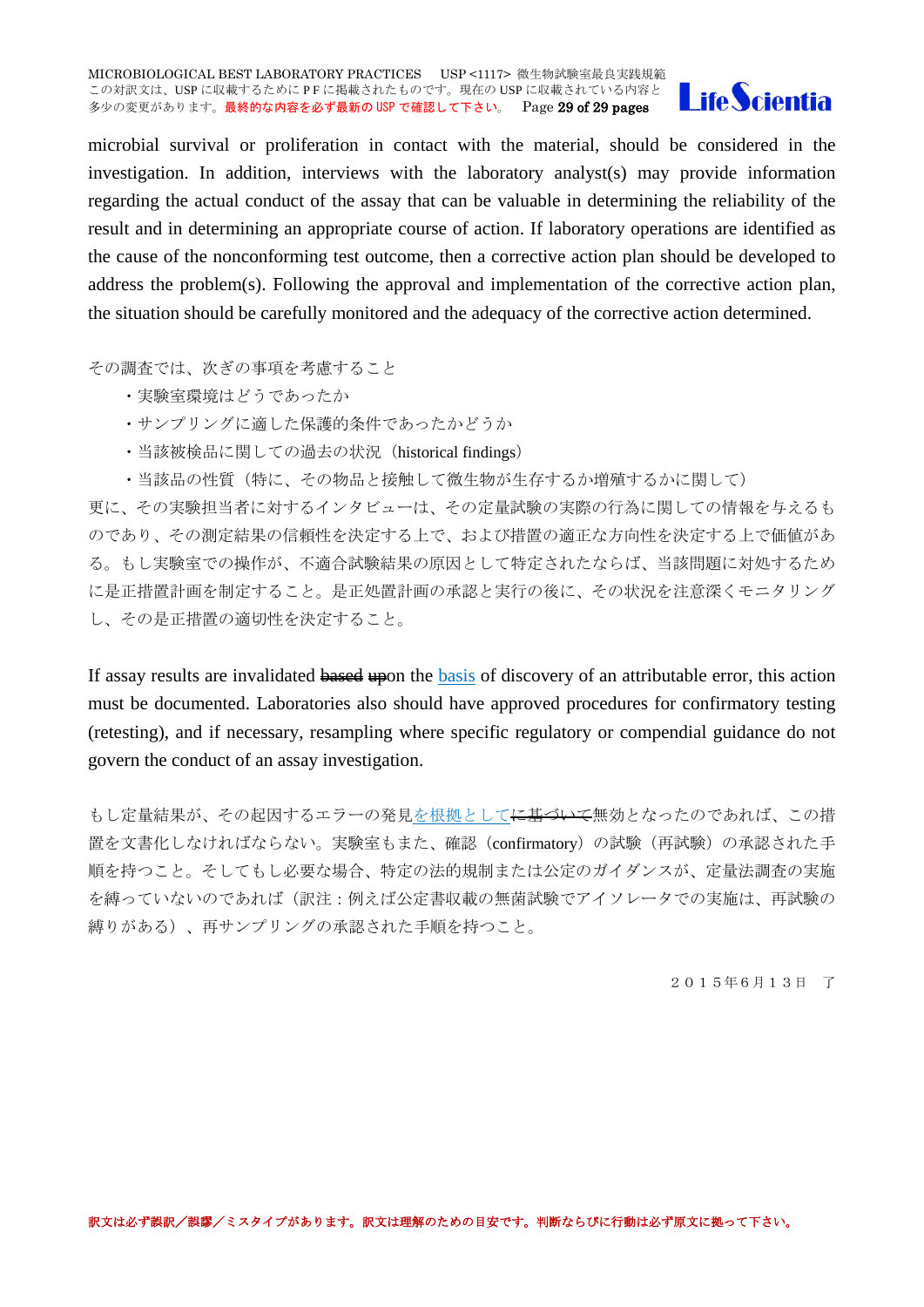microbial survival or proliferation in contact with the material, should be considered in the investigation. In addition, interviews with the laboratory analyst(s) may provide information regarding the actual conduct of the assay that can be valuable in determining the reliability of the result and in determining an appropriate course of action. If laboratory operations are identified as the cause of the nonconforming test outcome, then a corrective action plan should be developed to address the problem(s). Following the approval and implementation of the corrective action plan, the situation should be carefully monitored and the adequacy of the corrective action determined.

その調査では、次ぎの事項を考慮すること

- 実験室環境はどうであったか
- サンプリングに適した保護的条件であったかどうか
- 当該被検品に関しての過去の状況（historical findings）
- 当該品の性質（特に、その物品と接触して微生物が生存するか増殖するかに関して）

更に、その実験担当者に対するインタビューは、その定量試験の実際の行為に関しての情報を与えるものであり、その測定結果の信頼性を決定する上で、および措置の適正な方向性を決定する上で価値がある。もし実験室での操作が、不適合試験結果の原因として特定されたならば、当該問題に対処するために是正措置計画を制定すること。是正処置計画の承認と実行の後に、その状況を注意深くモニタリングし、その是正措置の適切性を決定すること。

If assay results are invalidated ~~based~~ ~~up~~on the basis of discovery of an attributable error, this action must be documented. Laboratories also should have approved procedures for confirmatory testing (retesting), and if necessary, resampling where specific regulatory or compendial guidance do not govern the conduct of an assay investigation.

もし定量結果が、その起因するエラーの発見を根拠として~~に基づいて~~無効となったのであれば、この措置を文書化しなければならない。実験室もまた、確認（confirmatory）の試験（再試験）の承認された手順を持つこと。そしてもし必要な場合、特定の法的規制または公定のガイダンスが、定量法調査の実施を縛っていないのであれば（訳注：例えば公定書収載の無菌試験でアイソレータでの実施は、再試験の縛りがある）、再サンプリングの承認された手順を持つこと。

２０１５年６月１３日　了